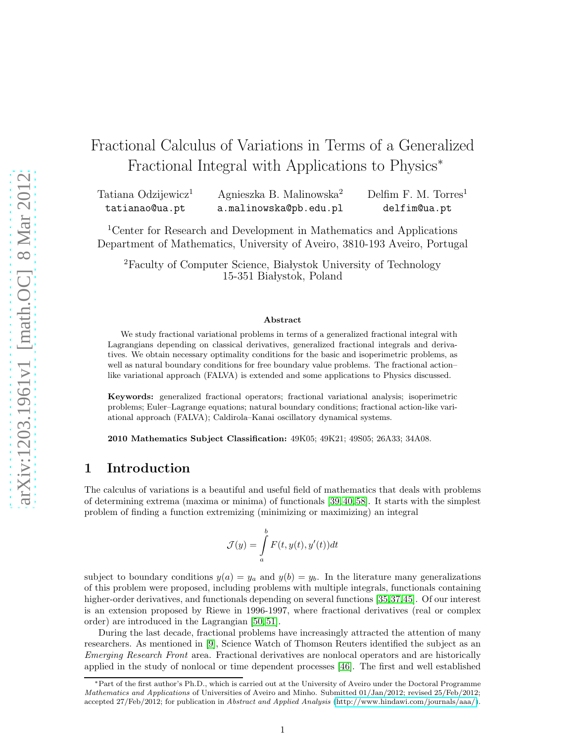# Fractional Calculus of Variations in Terms of a Generalized Fractional Integral with Applications to Physics*

Tatiana Odzijewicz[1] tatianao@ua.pt    Agnieszka B. Malinowska[2] a.malinowska@pb.edu.pl    Delfim F. M. Torres[1] delfim@ua.pt

[1]Center for Research and Development in Mathematics and Applications
Department of Mathematics, University of Aveiro, 3810-193 Aveiro, Portugal

[2]Faculty of Computer Science, Białystok University of Technology
15-351 Białystok, Poland

**Abstract**

We study fractional variational problems in terms of a generalized fractional integral with Lagrangians depending on classical derivatives, generalized fractional integrals and derivatives. We obtain necessary optimality conditions for the basic and isoperimetric problems, as well as natural boundary conditions for free boundary value problems. The fractional action-like variational approach (FALVA) is extended and some applications to Physics discussed.

**Keywords:** generalized fractional operators; fractional variational analysis; isoperimetric problems; Euler–Lagrange equations; natural boundary conditions; fractional action-like variational approach (FALVA); Caldirola–Kanai oscillatory dynamical systems.

**2010 Mathematics Subject Classification:** 49K05; 49K21; 49S05; 26A33; 34A08.

## 1 Introduction

The calculus of variations is a beautiful and useful field of mathematics that deals with problems of determining extrema (maxima or minima) of functionals [39,40,58]. It starts with the simplest problem of finding a function extremizing (minimizing or maximizing) an integral

$$\mathcal{J}(y) = \int_a^b F(t, y(t), y'(t))dt$$

subject to boundary conditions $y(a) = y_a$ and $y(b) = y_b$. In the literature many generalizations of this problem were proposed, including problems with multiple integrals, functionals containing higher-order derivatives, and functionals depending on several functions [35,37,45]. Of our interest is an extension proposed by Riewe in 1996-1997, where fractional derivatives (real or complex order) are introduced in the Lagrangian [50,51].

During the last decade, fractional problems have increasingly attracted the attention of many researchers. As mentioned in [9], Science Watch of Thomson Reuters identified the subject as an *Emerging Research Front* area. Fractional derivatives are nonlocal operators and are historically applied in the study of nonlocal or time dependent processes [46]. The first and well established

---

*Part of the first author's Ph.D., which is carried out at the University of Aveiro under the Doctoral Programme *Mathematics and Applications* of Universities of Aveiro and Minho. Submitted 01/Jan/2012; revised 25/Feb/2012; accepted 27/Feb/2012; for publication in *Abstract and Applied Analysis* (http://www.hindawi.com/journals/aaa/).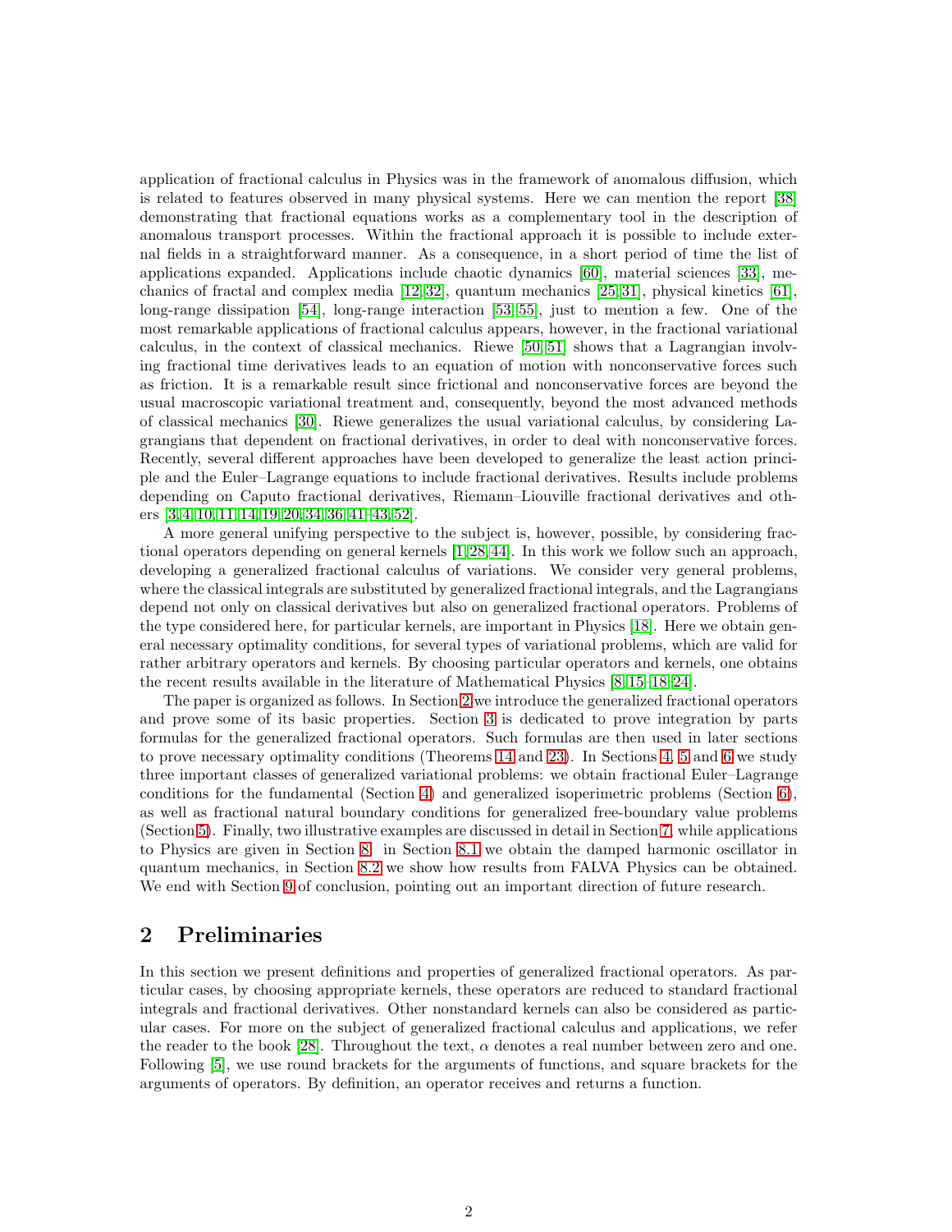application of fractional calculus in Physics was in the framework of anomalous diffusion, which is related to features observed in many physical systems. Here we can mention the report [38] demonstrating that fractional equations works as a complementary tool in the description of anomalous transport processes. Within the fractional approach it is possible to include external fields in a straightforward manner. As a consequence, in a short period of time the list of applications expanded. Applications include chaotic dynamics [60], material sciences [33], mechanics of fractal and complex media [12, 32], quantum mechanics [25, 31], physical kinetics [61], long-range dissipation [54], long-range interaction [53, 55], just to mention a few. One of the most remarkable applications of fractional calculus appears, however, in the fractional variational calculus, in the context of classical mechanics. Riewe [50, 51] shows that a Lagrangian involving fractional time derivatives leads to an equation of motion with nonconservative forces such as friction. It is a remarkable result since frictional and nonconservative forces are beyond the usual macroscopic variational treatment and, consequently, beyond the most advanced methods of classical mechanics [30]. Riewe generalizes the usual variational calculus, by considering Lagrangians that dependent on fractional derivatives, in order to deal with nonconservative forces. Recently, several different approaches have been developed to generalize the least action principle and the Euler–Lagrange equations to include fractional derivatives. Results include problems depending on Caputo fractional derivatives, Riemann–Liouville fractional derivatives and others [3, 4, 10, 11, 14, 19, 20, 34, 36, 41–43, 52].

A more general unifying perspective to the subject is, however, possible, by considering fractional operators depending on general kernels [1, 28, 44]. In this work we follow such an approach, developing a generalized fractional calculus of variations. We consider very general problems, where the classical integrals are substituted by generalized fractional integrals, and the Lagrangians depend not only on classical derivatives but also on generalized fractional operators. Problems of the type considered here, for particular kernels, are important in Physics [18]. Here we obtain general necessary optimality conditions, for several types of variational problems, which are valid for rather arbitrary operators and kernels. By choosing particular operators and kernels, one obtains the recent results available in the literature of Mathematical Physics [8, 15–18, 24].

The paper is organized as follows. In Section 2 we introduce the generalized fractional operators and prove some of its basic properties. Section 3 is dedicated to prove integration by parts formulas for the generalized fractional operators. Such formulas are then used in later sections to prove necessary optimality conditions (Theorems 14 and 23). In Sections 4, 5 and 6 we study three important classes of generalized variational problems: we obtain fractional Euler–Lagrange conditions for the fundamental (Section 4) and generalized isoperimetric problems (Section 6), as well as fractional natural boundary conditions for generalized free-boundary value problems (Section 5). Finally, two illustrative examples are discussed in detail in Section 7, while applications to Physics are given in Section 8: in Section 8.1 we obtain the damped harmonic oscillator in quantum mechanics, in Section 8.2 we show how results from FALVA Physics can be obtained. We end with Section 9 of conclusion, pointing out an important direction of future research.

## 2 Preliminaries

In this section we present definitions and properties of generalized fractional operators. As particular cases, by choosing appropriate kernels, these operators are reduced to standard fractional integrals and fractional derivatives. Other nonstandard kernels can also be considered as particular cases. For more on the subject of generalized fractional calculus and applications, we refer the reader to the book [28]. Throughout the text, $\alpha$ denotes a real number between zero and one. Following [5], we use round brackets for the arguments of functions, and square brackets for the arguments of operators. By definition, an operator receives and returns a function.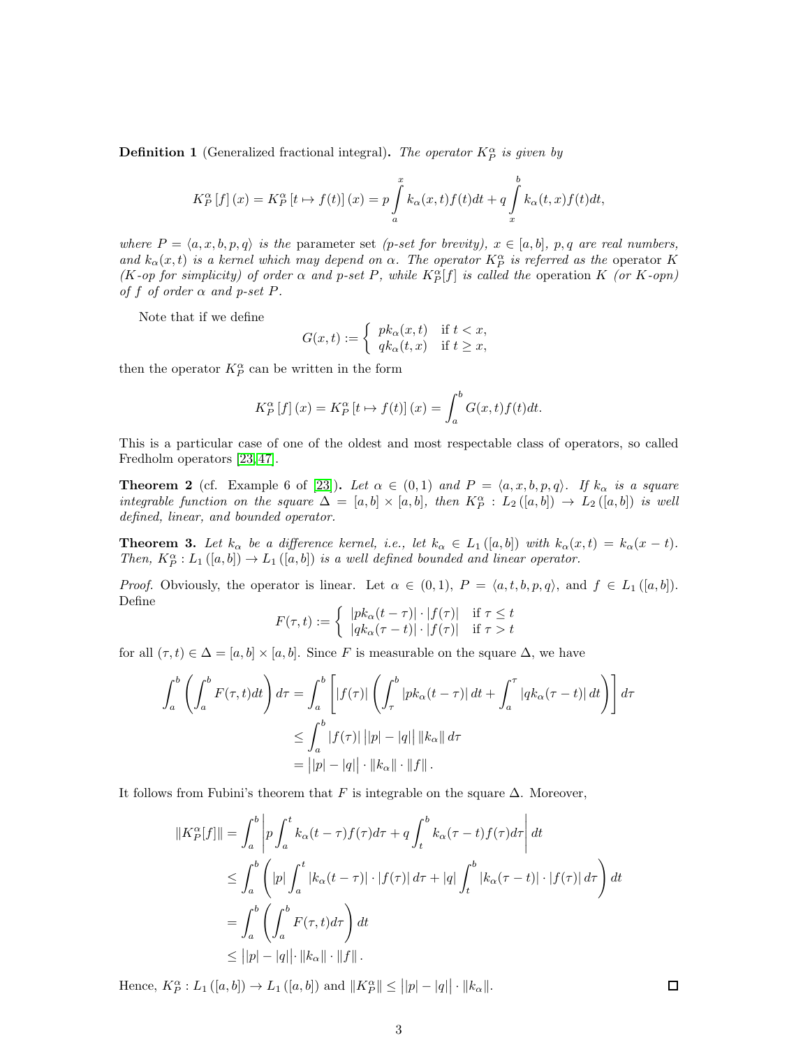**Definition 1** (Generalized fractional integral)**.** *The operator $K_P^\alpha$ is given by*

$$K_P^\alpha[f](x) = K_P^\alpha[t \mapsto f(t)](x) = p\int\limits_a^x k_\alpha(x,t)f(t)dt + q\int\limits_x^b k_\alpha(t,x)f(t)dt,$$

*where $P = \langle a, x, b, p, q\rangle$ is the* parameter set *(p-set for brevity), $x \in [a,b]$, $p, q$ are real numbers, and $k_\alpha(x,t)$ is a kernel which may depend on $\alpha$. The operator $K_P^\alpha$ is referred as the* operator $K$ *(K-op for simplicity) of order $\alpha$ and p-set $P$, while $K_P^\alpha[f]$ is called the* operation $K$ *(or K-opn) of $f$ of order $\alpha$ and p-set $P$.*

Note that if we define

$$G(x,t) := \begin{cases} pk_\alpha(x,t) & \text{if } t < x, \\ qk_\alpha(t,x) & \text{if } t \geq x, \end{cases}$$

then the operator $K_P^\alpha$ can be written in the form

$$K_P^\alpha[f](x) = K_P^\alpha[t \mapsto f(t)](x) = \int_a^b G(x,t)f(t)dt.$$

This is a particular case of one of the oldest and most respectable class of operators, so called Fredholm operators [23,47].

**Theorem 2** (cf. Example 6 of [23])**.** *Let $\alpha \in (0,1)$ and $P = \langle a, x, b, p, q\rangle$. If $k_\alpha$ is a square integrable function on the square $\Delta = [a,b] \times [a,b]$, then $K_P^\alpha : L_2([a,b]) \to L_2([a,b])$ is well defined, linear, and bounded operator.*

**Theorem 3.** *Let $k_\alpha$ be a difference kernel, i.e., let $k_\alpha \in L_1([a,b])$ with $k_\alpha(x,t) = k_\alpha(x-t)$. Then, $K_P^\alpha : L_1([a,b]) \to L_1([a,b])$ is a well defined bounded and linear operator.*

*Proof.* Obviously, the operator is linear. Let $\alpha \in (0,1)$, $P = \langle a, t, b, p, q\rangle$, and $f \in L_1([a,b])$. Define

$$F(\tau,t) := \begin{cases} |pk_\alpha(t-\tau)| \cdot |f(\tau)| & \text{if } \tau \leq t \\ |qk_\alpha(\tau-t)| \cdot |f(\tau)| & \text{if } \tau > t \end{cases}$$

for all $(\tau,t) \in \Delta = [a,b] \times [a,b]$. Since $F$ is measurable on the square $\Delta$, we have

$$\begin{aligned}
\int_a^b \left(\int_a^b F(\tau,t)dt\right)d\tau &= \int_a^b \left[|f(\tau)| \left(\int_\tau^b |pk_\alpha(t-\tau)|\,dt + \int_a^\tau |qk_\alpha(\tau-t)|\,dt\right)\right]d\tau \\
&\leq \int_a^b |f(\tau)|\,\big||p|-|q|\big|\,\|k_\alpha\|\,d\tau \\
&= \big||p|-|q|\big| \cdot \|k_\alpha\| \cdot \|f\|.
\end{aligned}$$

It follows from Fubini's theorem that $F$ is integrable on the square $\Delta$. Moreover,

$$\begin{aligned}
\|K_P^\alpha[f]\| &= \int_a^b \left|p\int_a^t k_\alpha(t-\tau)f(\tau)d\tau + q\int_t^b k_\alpha(\tau-t)f(\tau)d\tau\right| dt \\
&\leq \int_a^b \left(|p|\int_a^t |k_\alpha(t-\tau)| \cdot |f(\tau)|\,d\tau + |q|\int_t^b |k_\alpha(\tau-t)| \cdot |f(\tau)|\,d\tau\right)dt \\
&= \int_a^b \left(\int_a^b F(\tau,t)d\tau\right)dt \\
&\leq \big||p|-|q|\big| \cdot \|k_\alpha\| \cdot \|f\|.
\end{aligned}$$

Hence, $K_P^\alpha : L_1([a,b]) \to L_1([a,b])$ and $\|K_P^\alpha\| \leq \big||p|-|q|\big| \cdot \|k_\alpha\|$. ∎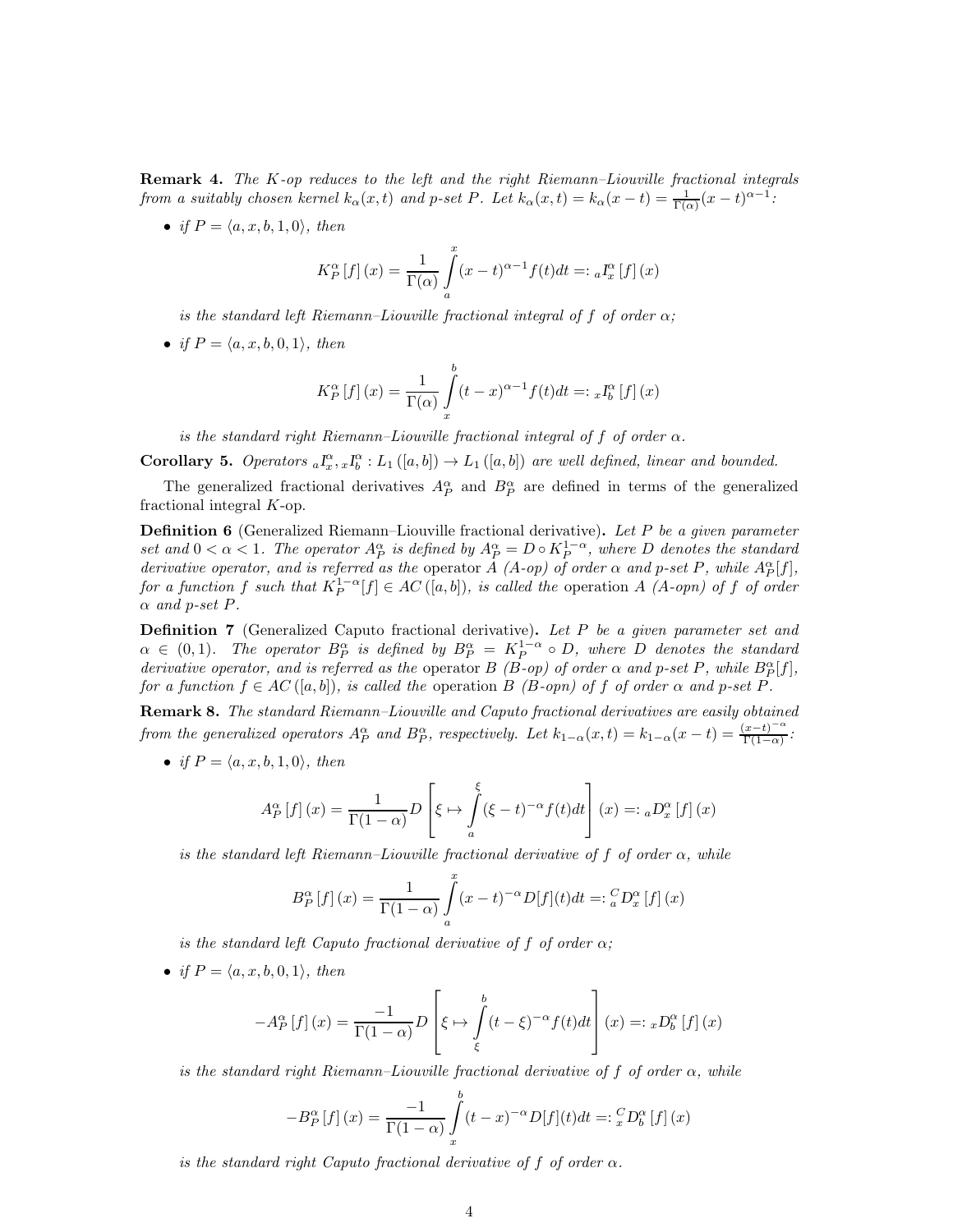**Remark 4.** *The K-op reduces to the left and the right Riemann–Liouville fractional integrals from a suitably chosen kernel $k_\alpha(x,t)$ and p-set $P$. Let $k_\alpha(x,t) = k_\alpha(x-t) = \frac{1}{\Gamma(\alpha)}(x-t)^{\alpha-1}$:*

- *if $P = \langle a, x, b, 1, 0 \rangle$, then*

$$K_P^\alpha \left[f\right](x) = \frac{1}{\Gamma(\alpha)} \int\limits_a^x (x-t)^{\alpha-1} f(t) dt =: {}_aI_x^\alpha \left[f\right](x)$$

  *is the standard left Riemann–Liouville fractional integral of $f$ of order $\alpha$;*

- *if $P = \langle a, x, b, 0, 1 \rangle$, then*

$$K_P^\alpha \left[f\right](x) = \frac{1}{\Gamma(\alpha)} \int\limits_x^b (t-x)^{\alpha-1} f(t) dt =: {}_xI_b^\alpha \left[f\right](x)$$

  *is the standard right Riemann–Liouville fractional integral of $f$ of order $\alpha$.*

**Corollary 5.** *Operators ${}_aI_x^\alpha, {}_xI_b^\alpha : L_1([a,b]) \to L_1([a,b])$ are well defined, linear and bounded.*

The generalized fractional derivatives $A_P^\alpha$ and $B_P^\alpha$ are defined in terms of the generalized fractional integral $K$-op.

**Definition 6** (Generalized Riemann–Liouville fractional derivative)**.** *Let $P$ be a given parameter set and $0 < \alpha < 1$. The operator $A_P^\alpha$ is defined by $A_P^\alpha = D \circ K_P^{1-\alpha}$, where $D$ denotes the standard derivative operator, and is referred as the* operator $A$ *(A-op) of order $\alpha$ and p-set $P$, while $A_P^\alpha[f]$, for a function $f$ such that $K_P^{1-\alpha}[f] \in AC([a,b])$, is called the* operation $A$ *(A-opn) of $f$ of order $\alpha$ and p-set $P$.*

**Definition 7** (Generalized Caputo fractional derivative)**.** *Let $P$ be a given parameter set and $\alpha \in (0,1)$. The operator $B_P^\alpha$ is defined by $B_P^\alpha = K_P^{1-\alpha} \circ D$, where $D$ denotes the standard derivative operator, and is referred as the* operator $B$ *(B-op) of order $\alpha$ and p-set $P$, while $B_P^\alpha[f]$, for a function $f \in AC([a,b])$, is called the* operation $B$ *(B-opn) of $f$ of order $\alpha$ and p-set $P$.*

**Remark 8.** *The standard Riemann–Liouville and Caputo fractional derivatives are easily obtained from the generalized operators $A_P^\alpha$ and $B_P^\alpha$, respectively. Let $k_{1-\alpha}(x,t) = k_{1-\alpha}(x-t) = \frac{(x-t)^{-\alpha}}{\Gamma(1-\alpha)}$:*

- *if $P = \langle a, x, b, 1, 0 \rangle$, then*

$$A_P^\alpha \left[f\right](x) = \frac{1}{\Gamma(1-\alpha)} D \left[ \xi \mapsto \int\limits_a^\xi (\xi - t)^{-\alpha} f(t) dt \right](x) =: {}_aD_x^\alpha \left[f\right](x)$$

  *is the standard left Riemann–Liouville fractional derivative of $f$ of order $\alpha$, while*

$$B_P^\alpha \left[f\right](x) = \frac{1}{\Gamma(1-\alpha)} \int\limits_a^x (x-t)^{-\alpha} D[f](t) dt =: {}_a^C D_x^\alpha \left[f\right](x)$$

  *is the standard left Caputo fractional derivative of $f$ of order $\alpha$;*

- *if $P = \langle a, x, b, 0, 1 \rangle$, then*

$$-A_P^\alpha \left[f\right](x) = \frac{-1}{\Gamma(1-\alpha)} D \left[ \xi \mapsto \int\limits_\xi^b (t - \xi)^{-\alpha} f(t) dt \right](x) =: {}_xD_b^\alpha \left[f\right](x)$$

  *is the standard right Riemann–Liouville fractional derivative of $f$ of order $\alpha$, while*

$$-B_P^\alpha \left[f\right](x) = \frac{-1}{\Gamma(1-\alpha)} \int\limits_x^b (t-x)^{-\alpha} D[f](t) dt =: {}_x^C D_b^\alpha \left[f\right](x)$$

  *is the standard right Caputo fractional derivative of $f$ of order $\alpha$.*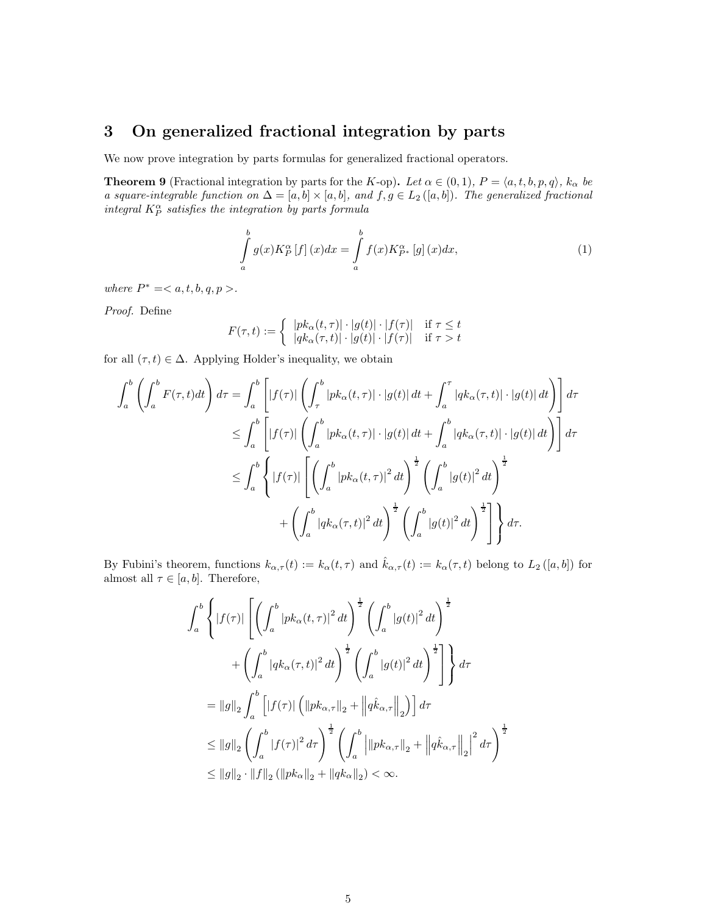## 3 On generalized fractional integration by parts

We now prove integration by parts formulas for generalized fractional operators.

**Theorem 9** (Fractional integration by parts for the $K$-op)**.** *Let $\alpha \in (0,1)$, $P = \langle a, t, b, p, q\rangle$, $k_\alpha$ be a square-integrable function on $\Delta = [a,b] \times [a,b]$, and $f, g \in L_2([a,b])$. The generalized fractional integral $K_P^\alpha$ satisfies the integration by parts formula*

$$
\int\limits_a^b g(x) K_P^\alpha [f](x) dx = \int\limits_a^b f(x) K_{P^*}^\alpha [g](x) dx, \tag{1}
$$

*where $P^* =< a, t, b, q, p >$.*

*Proof.* Define

$$
F(\tau, t) := \begin{cases} |pk_\alpha(t,\tau)| \cdot |g(t)| \cdot |f(\tau)| & \text{if } \tau \leq t \\ |qk_\alpha(\tau,t)| \cdot |g(t)| \cdot |f(\tau)| & \text{if } \tau > t \end{cases}
$$

for all $(\tau, t) \in \Delta$. Applying Holder's inequality, we obtain

$$
\begin{aligned}
\int_a^b \left( \int_a^b F(\tau,t) dt \right) d\tau &= \int_a^b \left[ |f(\tau)| \left( \int_\tau^b |pk_\alpha(t,\tau)| \cdot |g(t)| \, dt + \int_a^\tau |qk_\alpha(\tau,t)| \cdot |g(t)| \, dt \right) \right] d\tau \\
&\leq \int_a^b \left[ |f(\tau)| \left( \int_a^b |pk_\alpha(t,\tau)| \cdot |g(t)| \, dt + \int_a^b |qk_\alpha(\tau,t)| \cdot |g(t)| \, dt \right) \right] d\tau \\
&\leq \int_a^b \Bigg\{ |f(\tau)| \Bigg[ \left( \int_a^b |pk_\alpha(t,\tau)|^2 \, dt \right)^{\frac{1}{2}} \left( \int_a^b |g(t)|^2 \, dt \right)^{\frac{1}{2}} \\
&\qquad + \left( \int_a^b |qk_\alpha(\tau,t)|^2 \, dt \right)^{\frac{1}{2}} \left( \int_a^b |g(t)|^2 \, dt \right)^{\frac{1}{2}} \Bigg] \Bigg\} d\tau.
\end{aligned}
$$

By Fubini's theorem, functions $k_{\alpha,\tau}(t) := k_\alpha(t,\tau)$ and $\hat{k}_{\alpha,\tau}(t) := k_\alpha(\tau,t)$ belong to $L_2([a,b])$ for almost all $\tau \in [a,b]$. Therefore,

$$
\begin{aligned}
&\int_a^b \Bigg\{ |f(\tau)| \Bigg[ \left( \int_a^b |pk_\alpha(t,\tau)|^2 \, dt \right)^{\frac{1}{2}} \left( \int_a^b |g(t)|^2 \, dt \right)^{\frac{1}{2}} \\
&\qquad + \left( \int_a^b |qk_\alpha(\tau,t)|^2 \, dt \right)^{\frac{1}{2}} \left( \int_a^b |g(t)|^2 \, dt \right)^{\frac{1}{2}} \Bigg] \Bigg\} d\tau \\
&= \|g\|_2 \int_a^b \left[ |f(\tau)| \left( \|pk_{\alpha,\tau}\|_2 + \left\| q\hat{k}_{\alpha,\tau} \right\|_2 \right) \right] d\tau \\
&\leq \|g\|_2 \left( \int_a^b |f(\tau)|^2 \, d\tau \right)^{\frac{1}{2}} \left( \int_a^b \left| \|pk_{\alpha,\tau}\|_2 + \left\| q\hat{k}_{\alpha,\tau} \right\|_2 \right|^2 d\tau \right)^{\frac{1}{2}} \\
&\leq \|g\|_2 \cdot \|f\|_2 \left( \|pk_\alpha\|_2 + \|qk_\alpha\|_2 \right) < \infty.
\end{aligned}
$$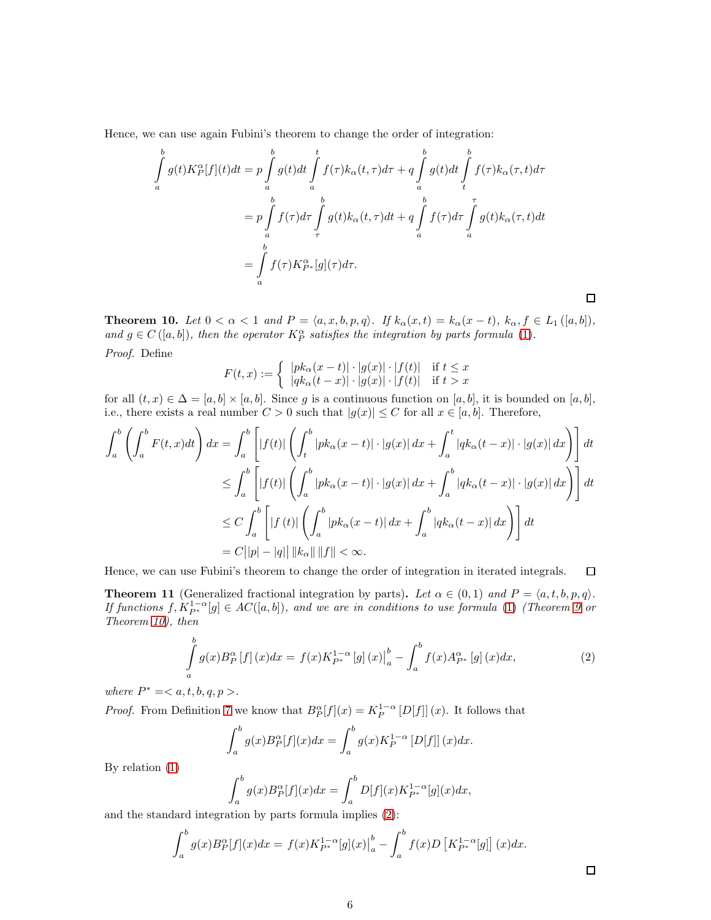Hence, we can use again Fubini's theorem to change the order of integration:

$$
\begin{aligned}
\int_a^b g(t) K_P^\alpha[f](t)dt &= p\int_a^b g(t)dt \int_a^t f(\tau)k_\alpha(t,\tau)d\tau + q\int_a^b g(t)dt\int_t^b f(\tau)k_\alpha(\tau,t)d\tau \\
&= p\int_a^b f(\tau)d\tau\int_\tau^b g(t)k_\alpha(t,\tau)dt + q\int_a^b f(\tau)d\tau\int_a^\tau g(t)k_\alpha(\tau,t)dt \\
&= \int_a^b f(\tau)K_{P^*}^\alpha[g](\tau)d\tau.
\end{aligned}
$$

□

**Theorem 10.** *Let $0<\alpha<1$ and $P=\langle a,x,b,p,q\rangle$. If $k_\alpha(x,t)=k_\alpha(x-t)$, $k_\alpha, f \in L_1([a,b])$, and $g\in C([a,b])$, then the operator $K_P^\alpha$ satisfies the integration by parts formula (1).*

*Proof.* Define

$$
F(t,x) := \begin{cases} |pk_\alpha(x-t)|\cdot|g(x)|\cdot|f(t)| & \text{if } t\le x \\ |qk_\alpha(t-x)|\cdot|g(x)|\cdot|f(t)| & \text{if } t>x \end{cases}
$$

for all $(t,x)\in\Delta=[a,b]\times[a,b]$. Since $g$ is a continuous function on $[a,b]$, it is bounded on $[a,b]$, i.e., there exists a real number $C>0$ such that $|g(x)|\le C$ for all $x\in[a,b]$. Therefore,

$$
\begin{aligned}
\int_a^b\left(\int_a^b F(t,x)dt\right)dx &= \int_a^b\left[|f(t)|\left(\int_t^b |pk_\alpha(x-t)|\cdot|g(x)|\,dx + \int_a^t |qk_\alpha(t-x)|\cdot|g(x)|\,dx\right)\right]dt \\
&\le \int_a^b\left[|f(t)|\left(\int_a^b |pk_\alpha(x-t)|\cdot|g(x)|\,dx + \int_a^b |qk_\alpha(t-x)|\cdot|g(x)|\,dx\right)\right]dt \\
&\le C\int_a^b\left[|f(t)|\left(\int_a^b |pk_\alpha(x-t)|\,dx + \int_a^b |qk_\alpha(t-x)|\,dx\right)\right]dt \\
&= C\big||p|-|q|\big|\,\|k_\alpha\|\,\|f\|<\infty.
\end{aligned}
$$

Hence, we can use Fubini's theorem to change the order of integration in iterated integrals. □

**Theorem 11** (Generalized fractional integration by parts)**.** *Let $\alpha\in(0,1)$ and $P=\langle a,t,b,p,q\rangle$. If functions $f, K_{P^*}^{1-\alpha}[g]\in AC([a,b])$, and we are in conditions to use formula (1) (Theorem 9 or Theorem 10), then*

$$
\int_a^b g(x)B_P^\alpha[f](x)dx = f(x)K_{P^*}^{1-\alpha}[g](x)\Big|_a^b - \int_a^b f(x)A_{P^*}^\alpha[g](x)dx, \tag{2}
$$

*where $P^* = <a,t,b,q,p>$.*

*Proof.* From Definition 7 we know that $B_P^\alpha[f](x)=K_P^{1-\alpha}[D[f]](x)$. It follows that

$$
\int_a^b g(x)B_P^\alpha[f](x)dx = \int_a^b g(x)K_P^{1-\alpha}[D[f]](x)dx.
$$

By relation (1)

$$
\int_a^b g(x)B_P^\alpha[f](x)dx = \int_a^b D[f](x)K_{P^*}^{1-\alpha}[g](x)dx,
$$

and the standard integration by parts formula implies (2):

$$
\int_a^b g(x)B_P^\alpha[f](x)dx = f(x)K_{P^*}^{1-\alpha}[g](x)\Big|_a^b - \int_a^b f(x)D\left[K_{P^*}^{1-\alpha}[g]\right](x)dx.
$$

□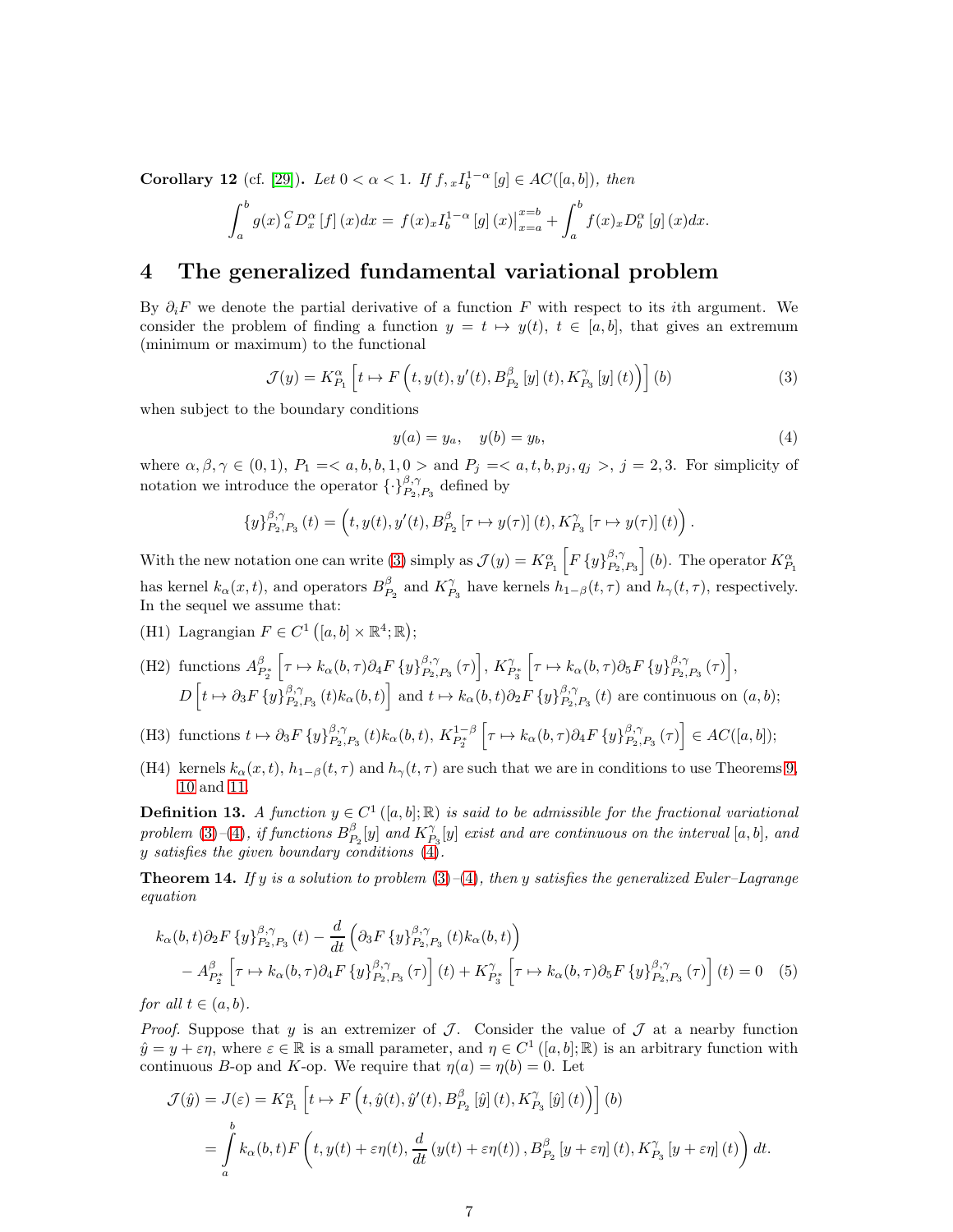**Corollary 12** (cf. [29]). *Let $0 < \alpha < 1$. If $f, {}_xI_b^{1-\alpha}[g] \in AC([a,b])$, then*

$$\int_a^b g(x)\, {}_a^C D_x^\alpha [f](x)dx = f(x)_x I_b^{1-\alpha}[g](x)\Big|_{x=a}^{x=b} + \int_a^b f(x)_x D_b^\alpha [g](x)dx.$$

# 4 The generalized fundamental variational problem

By $\partial_i F$ we denote the partial derivative of a function $F$ with respect to its $i$th argument. We consider the problem of finding a function $y = t \mapsto y(t)$, $t \in [a,b]$, that gives an extremum (minimum or maximum) to the functional

$$\mathcal{J}(y) = K_{P_1}^\alpha \left[ t \mapsto F\left(t, y(t), y'(t), B_{P_2}^\beta [y](t), K_{P_3}^\gamma [y](t)\right)\right](b) \tag{3}$$

when subject to the boundary conditions

$$y(a) = y_a, \quad y(b) = y_b, \tag{4}$$

where $\alpha, \beta, \gamma \in (0,1)$, $P_1 = < a, b, b, 1, 0 >$ and $P_j = < a, t, b, p_j, q_j >$, $j = 2, 3$. For simplicity of notation we introduce the operator $\{\cdot\}_{P_2,P_3}^{\beta,\gamma}$ defined by

$$\{y\}_{P_2,P_3}^{\beta,\gamma}(t) = \left(t, y(t), y'(t), B_{P_2}^\beta [\tau \mapsto y(\tau)](t), K_{P_3}^\gamma [\tau \mapsto y(\tau)](t)\right).$$

With the new notation one can write (3) simply as $\mathcal{J}(y) = K_{P_1}^\alpha \left[F\{y\}_{P_2,P_3}^{\beta,\gamma}\right](b)$. The operator $K_{P_1}^\alpha$ has kernel $k_\alpha(x,t)$, and operators $B_{P_2}^\beta$ and $K_{P_3}^\gamma$ have kernels $h_{1-\beta}(t,\tau)$ and $h_\gamma(t,\tau)$, respectively. In the sequel we assume that:

(H1) Lagrangian $F \in C^1\left([a,b] \times \mathbb{R}^4; \mathbb{R}\right)$;

(H2) functions $A_{P_2^*}^\beta \left[\tau \mapsto k_\alpha(b,\tau)\partial_4 F\{y\}_{P_2,P_3}^{\beta,\gamma}(\tau)\right]$, $K_{P_3^*}^\gamma \left[\tau \mapsto k_\alpha(b,\tau)\partial_5 F\{y\}_{P_2,P_3}^{\beta,\gamma}(\tau)\right]$, $D\left[t \mapsto \partial_3 F\{y\}_{P_2,P_3}^{\beta,\gamma}(t) k_\alpha(b,t)\right]$ and $t \mapsto k_\alpha(b,t)\partial_2 F\{y\}_{P_2,P_3}^{\beta,\gamma}(t)$ are continuous on $(a,b)$;

(H3) functions $t \mapsto \partial_3 F\{y\}_{P_2,P_3}^{\beta,\gamma}(t) k_\alpha(b,t)$, $K_{P_2^*}^{1-\beta}\left[\tau \mapsto k_\alpha(b,\tau)\partial_4 F\{y\}_{P_2,P_3}^{\beta,\gamma}(\tau)\right] \in AC([a,b])$;

(H4) kernels $k_\alpha(x,t)$, $h_{1-\beta}(t,\tau)$ and $h_\gamma(t,\tau)$ are such that we are in conditions to use Theorems 9, 10 and 11.

**Definition 13.** *A function $y \in C^1([a,b];\mathbb{R})$ is said to be admissible for the fractional variational problem (3)–(4), if functions $B_{P_2}^\beta[y]$ and $K_{P_3}^\gamma[y]$ exist and are continuous on the interval $[a,b]$, and $y$ satisfies the given boundary conditions (4).*

**Theorem 14.** *If $y$ is a solution to problem (3)–(4), then $y$ satisfies the generalized Euler–Lagrange equation*

$$\begin{aligned} k_\alpha(b,t)\partial_2 F\{y\}_{P_2,P_3}^{\beta,\gamma}(t) &- \frac{d}{dt}\left(\partial_3 F\{y\}_{P_2,P_3}^{\beta,\gamma}(t) k_\alpha(b,t)\right) \\ &- A_{P_2^*}^\beta \left[\tau \mapsto k_\alpha(b,\tau)\partial_4 F\{y\}_{P_2,P_3}^{\beta,\gamma}(\tau)\right](t) + K_{P_3^*}^\gamma \left[\tau \mapsto k_\alpha(b,\tau)\partial_5 F\{y\}_{P_2,P_3}^{\beta,\gamma}(\tau)\right](t) = 0 \end{aligned} \tag{5}$$

*for all $t \in (a,b)$.*

*Proof.* Suppose that $y$ is an extremizer of $\mathcal{J}$. Consider the value of $\mathcal{J}$ at a nearby function $\hat{y} = y + \varepsilon\eta$, where $\varepsilon \in \mathbb{R}$ is a small parameter, and $\eta \in C^1([a,b];\mathbb{R})$ is an arbitrary function with continuous $B$-op and $K$-op. We require that $\eta(a) = \eta(b) = 0$. Let

$$\begin{aligned} \mathcal{J}(\hat{y}) = J(\varepsilon) &= K_{P_1}^\alpha \left[t \mapsto F\left(t, \hat{y}(t), \hat{y}'(t), B_{P_2}^\beta[\hat{y}](t), K_{P_3}^\gamma[\hat{y}](t)\right)\right](b) \\ &= \int_a^b k_\alpha(b,t) F\left(t, y(t) + \varepsilon\eta(t), \frac{d}{dt}(y(t) + \varepsilon\eta(t)), B_{P_2}^\beta[y + \varepsilon\eta](t), K_{P_3}^\gamma[y + \varepsilon\eta](t)\right) dt. \end{aligned}$$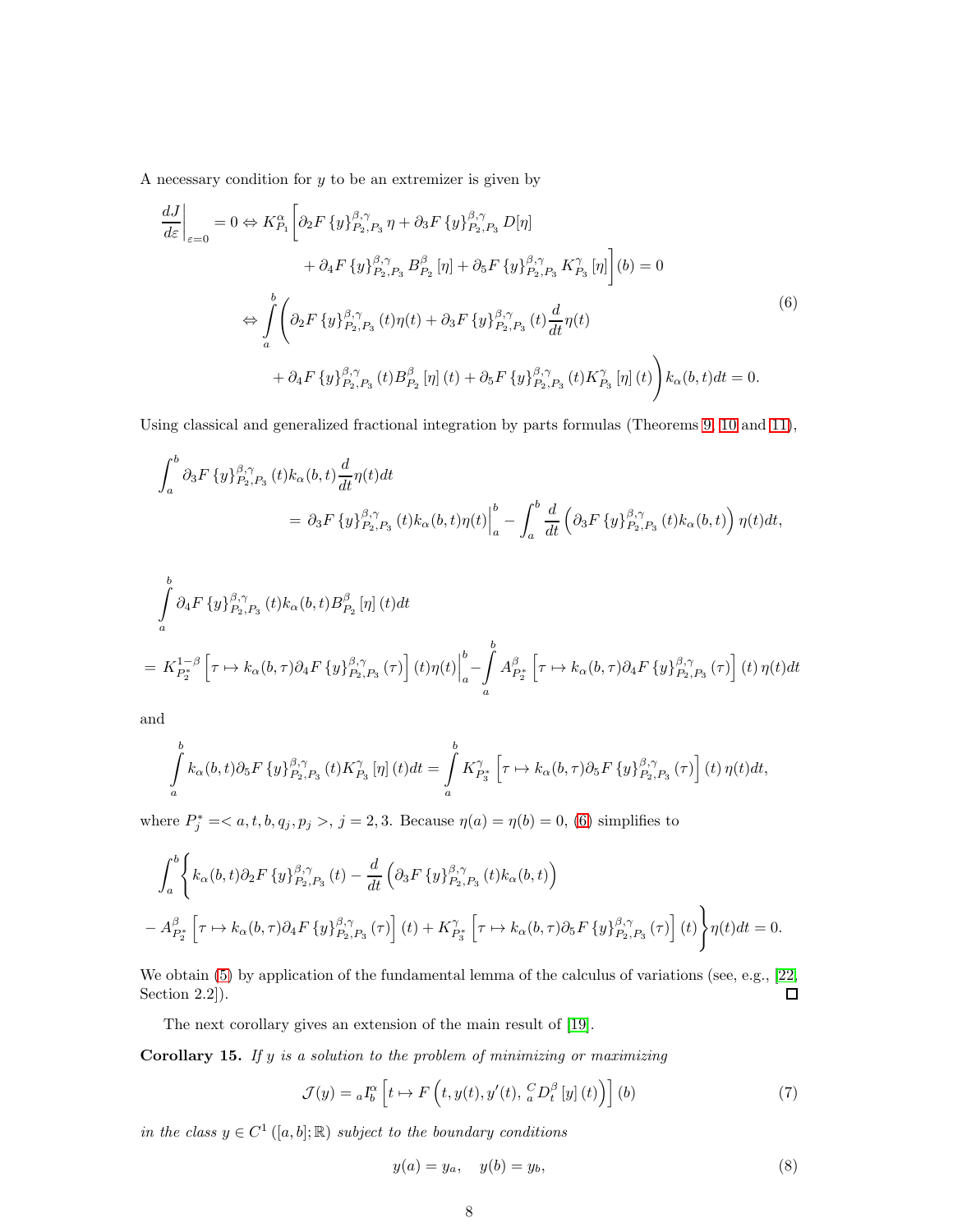A necessary condition for $y$ to be an extremizer is given by

$$
\begin{aligned}
\left.\frac{dJ}{d\varepsilon}\right|_{\varepsilon=0} = 0 \Leftrightarrow K_{P_1}^{\alpha}\Big[&\partial_2 F\left\{y\right\}_{P_2,P_3}^{\beta,\gamma}\eta + \partial_3 F\left\{y\right\}_{P_2,P_3}^{\beta,\gamma} D[\eta] \\
&+ \partial_4 F\left\{y\right\}_{P_2,P_3}^{\beta,\gamma} B_{P_2}^{\beta}[\eta] + \partial_5 F\left\{y\right\}_{P_2,P_3}^{\beta,\gamma} K_{P_3}^{\gamma}[\eta]\Big](b) = 0 \\
\Leftrightarrow \int_a^b \Big(&\partial_2 F\left\{y\right\}_{P_2,P_3}^{\beta,\gamma}(t)\eta(t) + \partial_3 F\left\{y\right\}_{P_2,P_3}^{\beta,\gamma}(t)\frac{d}{dt}\eta(t) \\
&+ \partial_4 F\left\{y\right\}_{P_2,P_3}^{\beta,\gamma}(t) B_{P_2}^{\beta}[\eta](t) + \partial_5 F\left\{y\right\}_{P_2,P_3}^{\beta,\gamma}(t) K_{P_3}^{\gamma}[\eta](t)\Big) k_{\alpha}(b,t)dt = 0.
\end{aligned}
\tag{6}
$$

Using classical and generalized fractional integration by parts formulas (Theorems 9, 10 and 11),

$$
\begin{aligned}
\int_a^b \partial_3 F\left\{y\right\}_{P_2,P_3}^{\beta,\gamma}(t) k_{\alpha}(b,t)\frac{d}{dt}\eta(t)dt& \\
= \partial_3 F\left\{y\right\}_{P_2,P_3}^{\beta,\gamma}(t) k_{\alpha}(b,t)\eta(t)\Big|_a^b &- \int_a^b \frac{d}{dt}\left(\partial_3 F\left\{y\right\}_{P_2,P_3}^{\beta,\gamma}(t) k_{\alpha}(b,t)\right)\eta(t)dt,
\end{aligned}
$$

$$
\begin{aligned}
&\int_a^b \partial_4 F\left\{y\right\}_{P_2,P_3}^{\beta,\gamma}(t) k_{\alpha}(b,t) B_{P_2}^{\beta}[\eta](t)dt \\
&= K_{P_2^*}^{1-\beta}\left[\tau \mapsto k_{\alpha}(b,\tau)\partial_4 F\left\{y\right\}_{P_2,P_3}^{\beta,\gamma}(\tau)\right](t)\eta(t)\Big|_a^b - \int_a^b A_{P_2^*}^{\beta}\left[\tau \mapsto k_{\alpha}(b,\tau)\partial_4 F\left\{y\right\}_{P_2,P_3}^{\beta,\gamma}(\tau)\right](t)\,\eta(t)dt
\end{aligned}
$$

and

$$
\int_a^b k_{\alpha}(b,t)\partial_5 F\left\{y\right\}_{P_2,P_3}^{\beta,\gamma}(t) K_{P_3}^{\gamma}[\eta](t)dt = \int_a^b K_{P_3^*}^{\gamma}\left[\tau \mapsto k_{\alpha}(b,\tau)\partial_5 F\left\{y\right\}_{P_2,P_3}^{\beta,\gamma}(\tau)\right](t)\,\eta(t)dt,
$$

where $P_j^* = < a, t, b, q_j, p_j >$, $j = 2, 3$. Because $\eta(a) = \eta(b) = 0$, (6) simplifies to

$$
\begin{aligned}
&\int_a^b \Bigg\{ k_{\alpha}(b,t)\partial_2 F\left\{y\right\}_{P_2,P_3}^{\beta,\gamma}(t) - \frac{d}{dt}\left(\partial_3 F\left\{y\right\}_{P_2,P_3}^{\beta,\gamma}(t) k_{\alpha}(b,t)\right) \\
&- A_{P_2^*}^{\beta}\left[\tau \mapsto k_{\alpha}(b,\tau)\partial_4 F\left\{y\right\}_{P_2,P_3}^{\beta,\gamma}(\tau)\right](t) + K_{P_3^*}^{\gamma}\left[\tau \mapsto k_{\alpha}(b,\tau)\partial_5 F\left\{y\right\}_{P_2,P_3}^{\beta,\gamma}(\tau)\right](t)\Bigg\}\eta(t)dt = 0.
\end{aligned}
$$

We obtain (5) by application of the fundamental lemma of the calculus of variations (see, e.g., [22, Section 2.2]). □

The next corollary gives an extension of the main result of [19].

**Corollary 15.** *If $y$ is a solution to the problem of minimizing or maximizing*

$$
\mathcal{J}(y) = {}_aI_b^{\alpha}\left[t \mapsto F\left(t, y(t), y'(t), {}_a^C D_t^{\beta}[y](t)\right)\right](b) \tag{7}
$$

*in the class $y \in C^1([a,b];\mathbb{R})$ subject to the boundary conditions*

$$
y(a) = y_a, \quad y(b) = y_b, \tag{8}
$$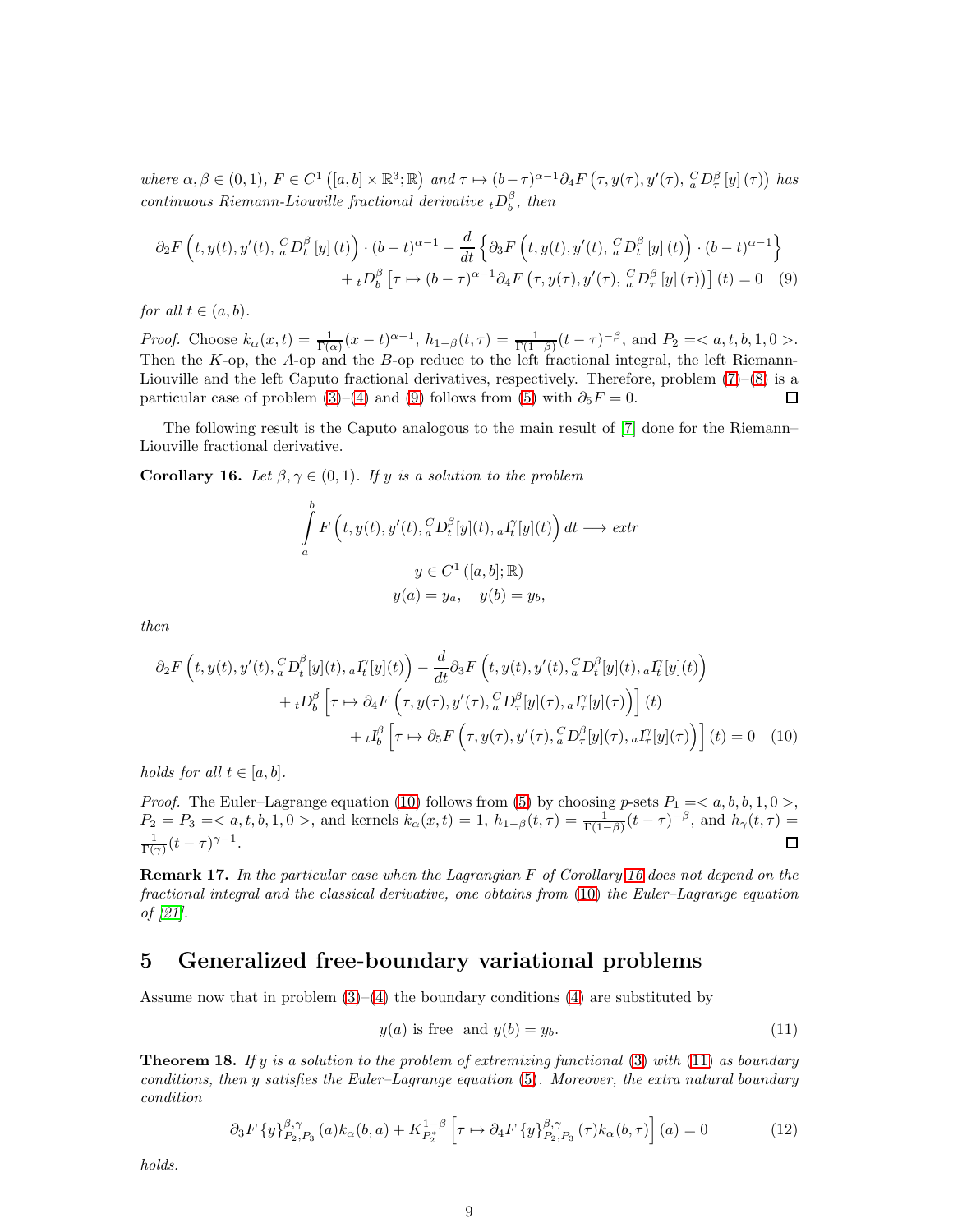*where $\alpha, \beta \in (0,1)$, $F \in C^1\left([a,b]\times\mathbb{R}^3;\mathbb{R}\right)$ and $\tau \mapsto (b-\tau)^{\alpha-1}\partial_4 F\left(\tau, y(\tau), y'(\tau), {}_a^C D_\tau^\beta\left[y\right](\tau)\right)$ has continuous Riemann-Liouville fractional derivative ${}_tD_b^\beta$, then*

$$
\partial_2 F\left(t, y(t), y'(t), {}_a^C D_t^\beta\left[y\right](t)\right)\cdot(b-t)^{\alpha-1} - \frac{d}{dt}\left\{\partial_3 F\left(t, y(t), y'(t), {}_a^C D_t^\beta\left[y\right](t)\right)\cdot(b-t)^{\alpha-1}\right\}
$$
$$
+ {}_tD_b^\beta\left[\tau \mapsto (b-\tau)^{\alpha-1}\partial_4 F\left(\tau, y(\tau), y'(\tau), {}_a^C D_\tau^\beta\left[y\right](\tau)\right)\right](t) = 0 \quad (9)
$$

*for all $t \in (a,b)$.*

*Proof.* Choose $k_\alpha(x,t) = \frac{1}{\Gamma(\alpha)}(x-t)^{\alpha-1}$, $h_{1-\beta}(t,\tau) = \frac{1}{\Gamma(1-\beta)}(t-\tau)^{-\beta}$, and $P_2 =< a, t, b, 1, 0 >$. Then the $K$-op, the $A$-op and the $B$-op reduce to the left fractional integral, the left Riemann-Liouville and the left Caputo fractional derivatives, respectively. Therefore, problem (7)–(8) is a particular case of problem (3)–(4) and (9) follows from (5) with $\partial_5 F = 0$. □

The following result is the Caputo analogous to the main result of [7] done for the Riemann–Liouville fractional derivative.

**Corollary 16.** *Let $\beta, \gamma \in (0,1)$. If $y$ is a solution to the problem*

$$
\int_a^b F\left(t, y(t), y'(t), {}_a^C D_t^\beta[y](t), {}_aI_t^\gamma[y](t)\right)dt \longrightarrow extr
$$
$$
y \in C^1\left([a,b];\mathbb{R}\right)
$$
$$
y(a) = y_a, \quad y(b) = y_b,
$$

*then*

$$
\partial_2 F\left(t, y(t), y'(t), {}_a^C D_t^\beta[y](t), {}_aI_t^\gamma[y](t)\right) - \frac{d}{dt}\partial_3 F\left(t, y(t), y'(t), {}_a^C D_t^\beta[y](t), {}_aI_t^\gamma[y](t)\right)
$$
$$
+ {}_tD_b^\beta\left[\tau \mapsto \partial_4 F\left(\tau, y(\tau), y'(\tau), {}_a^C D_\tau^\beta[y](\tau), {}_aI_\tau^\gamma[y](\tau)\right)\right](t)
$$
$$
+ {}_tI_b^\beta\left[\tau \mapsto \partial_5 F\left(\tau, y(\tau), y'(\tau), {}_a^C D_\tau^\beta[y](\tau), {}_aI_\tau^\gamma[y](\tau)\right)\right](t) = 0 \quad (10)
$$

*holds for all $t \in [a,b]$.*

*Proof.* The Euler–Lagrange equation (10) follows from (5) by choosing $p$-sets $P_1 =< a, b, b, 1, 0 >$, $P_2 = P_3 =< a, t, b, 1, 0 >$, and kernels $k_\alpha(x,t) = 1$, $h_{1-\beta}(t,\tau) = \frac{1}{\Gamma(1-\beta)}(t-\tau)^{-\beta}$, and $h_\gamma(t,\tau) = \frac{1}{\Gamma(\gamma)}(t-\tau)^{\gamma-1}$. □

**Remark 17.** *In the particular case when the Lagrangian $F$ of Corollary 16 does not depend on the fractional integral and the classical derivative, one obtains from (10) the Euler–Lagrange equation of [21].*

# 5 Generalized free-boundary variational problems

Assume now that in problem (3)–(4) the boundary conditions (4) are substituted by

$$
y(a) \text{ is free and } y(b) = y_b. \quad (11)
$$

**Theorem 18.** *If $y$ is a solution to the problem of extremizing functional (3) with (11) as boundary conditions, then $y$ satisfies the Euler–Lagrange equation (5). Moreover, the extra natural boundary condition*

$$
\partial_3 F\left\{y\right\}_{P_2,P_3}^{\beta,\gamma}(a)k_\alpha(b,a) + K_{P_2^*}^{1-\beta}\left[\tau \mapsto \partial_4 F\left\{y\right\}_{P_2,P_3}^{\beta,\gamma}(\tau)k_\alpha(b,\tau)\right](a) = 0 \quad (12)
$$

*holds.*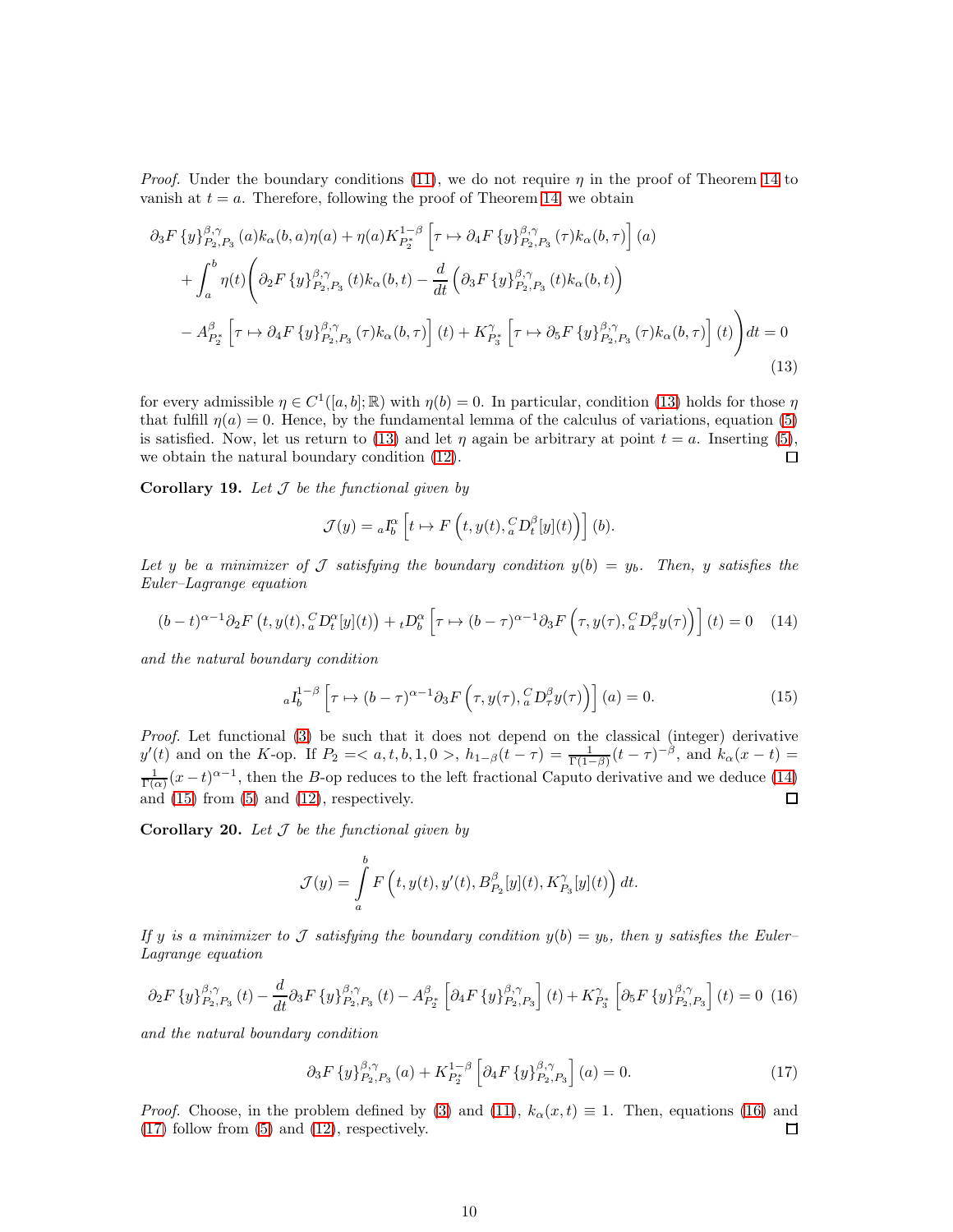*Proof.* Under the boundary conditions (11), we do not require $\eta$ in the proof of Theorem 14 to vanish at $t = a$. Therefore, following the proof of Theorem 14, we obtain

$$
\begin{aligned}
&\partial_3 F\left\{y\right\}^{\beta,\gamma}_{P_2,P_3}(a) k_\alpha(b,a)\eta(a) + \eta(a) K^{1-\beta}_{P_2^*}\left[\tau \mapsto \partial_4 F\left\{y\right\}^{\beta,\gamma}_{P_2,P_3}(\tau) k_\alpha(b,\tau)\right](a) \\
&+ \int_a^b \eta(t) \Bigg( \partial_2 F\left\{y\right\}^{\beta,\gamma}_{P_2,P_3}(t) k_\alpha(b,t) - \frac{d}{dt}\left(\partial_3 F\left\{y\right\}^{\beta,\gamma}_{P_2,P_3}(t) k_\alpha(b,t)\right) \\
&- A^\beta_{P_2^*}\left[\tau \mapsto \partial_4 F\left\{y\right\}^{\beta,\gamma}_{P_2,P_3}(\tau) k_\alpha(b,\tau)\right](t) + K^\gamma_{P_3^*}\left[\tau \mapsto \partial_5 F\left\{y\right\}^{\beta,\gamma}_{P_2,P_3}(\tau) k_\alpha(b,\tau)\right](t)\Bigg) dt = 0
\end{aligned}
\tag{13}
$$

for every admissible $\eta \in C^1([a,b];\mathbb{R})$ with $\eta(b) = 0$. In particular, condition (13) holds for those $\eta$ that fulfill $\eta(a) = 0$. Hence, by the fundamental lemma of the calculus of variations, equation (5) is satisfied. Now, let us return to (13) and let $\eta$ again be arbitrary at point $t = a$. Inserting (5), we obtain the natural boundary condition (12). $\square$

**Corollary 19.** *Let $\mathcal{J}$ be the functional given by*

$$
\mathcal{J}(y) = {}_aI^\alpha_b\left[t \mapsto F\left(t, y(t), {}^C_aD^\beta_t[y](t)\right)\right](b).
$$

*Let $y$ be a minimizer of $\mathcal{J}$ satisfying the boundary condition $y(b) = y_b$. Then, $y$ satisfies the Euler–Lagrange equation*

$$
(b-t)^{\alpha-1}\partial_2 F\left(t, y(t), {}^C_aD^\alpha_t[y](t)\right) + {}_tD^\alpha_b\left[\tau \mapsto (b-\tau)^{\alpha-1}\partial_3 F\left(\tau, y(\tau), {}^C_aD^\beta_\tau y(\tau)\right)\right](t) = 0 \tag{14}
$$

*and the natural boundary condition*

$$
{}_aI^{1-\beta}_b\left[\tau \mapsto (b-\tau)^{\alpha-1}\partial_3 F\left(\tau, y(\tau), {}^C_aD^\beta_\tau y(\tau)\right)\right](a) = 0. \tag{15}
$$

*Proof.* Let functional (3) be such that it does not depend on the classical (integer) derivative $y'(t)$ and on the $K$-op. If $P_2 = <a,t,b,1,0>$, $h_{1-\beta}(t-\tau) = \frac{1}{\Gamma(1-\beta)}(t-\tau)^{-\beta}$, and $k_\alpha(x-t) = \frac{1}{\Gamma(\alpha)}(x-t)^{\alpha-1}$, then the $B$-op reduces to the left fractional Caputo derivative and we deduce (14) and (15) from (5) and (12), respectively. $\square$

**Corollary 20.** *Let $\mathcal{J}$ be the functional given by*

$$
\mathcal{J}(y) = \int_a^b F\left(t, y(t), y'(t), B^\beta_{P_2}[y](t), K^\gamma_{P_3}[y](t)\right) dt.
$$

*If $y$ is a minimizer to $\mathcal{J}$ satisfying the boundary condition $y(b) = y_b$, then $y$ satisfies the Euler–Lagrange equation*

$$
\partial_2 F\left\{y\right\}^{\beta,\gamma}_{P_2,P_3}(t) - \frac{d}{dt}\partial_3 F\left\{y\right\}^{\beta,\gamma}_{P_2,P_3}(t) - A^\beta_{P_2^*}\left[\partial_4 F\left\{y\right\}^{\beta,\gamma}_{P_2,P_3}\right](t) + K^\gamma_{P_3^*}\left[\partial_5 F\left\{y\right\}^{\beta,\gamma}_{P_2,P_3}\right](t) = 0 \tag{16}
$$

*and the natural boundary condition*

$$
\partial_3 F\left\{y\right\}^{\beta,\gamma}_{P_2,P_3}(a) + K^{1-\beta}_{P_2^*}\left[\partial_4 F\left\{y\right\}^{\beta,\gamma}_{P_2,P_3}\right](a) = 0. \tag{17}
$$

*Proof.* Choose, in the problem defined by (3) and (11), $k_\alpha(x,t) \equiv 1$. Then, equations (16) and (17) follow from (5) and (12), respectively. $\square$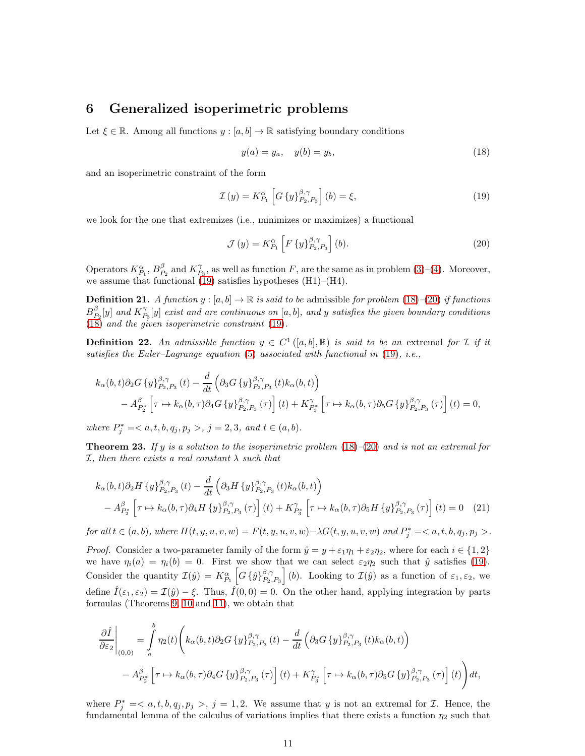## 6 Generalized isoperimetric problems

Let $\xi \in \mathbb{R}$. Among all functions $y : [a,b] \to \mathbb{R}$ satisfying boundary conditions

$$y(a) = y_a, \quad y(b) = y_b, \tag{18}$$

and an isoperimetric constraint of the form

$$\mathcal{I}(y) = K^{\alpha}_{P_1}\left[G\{y\}^{\beta,\gamma}_{P_2,P_3}\right](b) = \xi, \tag{19}$$

we look for the one that extremizes (i.e., minimizes or maximizes) a functional

$$\mathcal{J}(y) = K^{\alpha}_{P_1}\left[F\{y\}^{\beta,\gamma}_{P_2,P_3}\right](b). \tag{20}$$

Operators $K^{\alpha}_{P_1}$, $B^{\beta}_{P_2}$ and $K^{\gamma}_{P_3}$, as well as function $F$, are the same as in problem (3)–(4). Moreover, we assume that functional (19) satisfies hypotheses (H1)–(H4).

**Definition 21.** *A function $y : [a,b] \to \mathbb{R}$ is said to be* admissible *for problem (18)–(20) if functions $B^{\beta}_{P_2}[y]$ and $K^{\gamma}_{P_3}[y]$ exist and are continuous on $[a,b]$, and $y$ satisfies the given boundary conditions (18) and the given isoperimetric constraint (19).*

**Definition 22.** *An admissible function $y \in C^1([a,b],\mathbb{R})$ is said to be an* extremal *for $\mathcal{I}$ if it satisfies the Euler–Lagrange equation (5) associated with functional in (19), i.e.,*

$$\begin{aligned}
&k_\alpha(b,t)\partial_2 G\{y\}^{\beta,\gamma}_{P_2,P_3}(t) - \frac{d}{dt}\left(\partial_3 G\{y\}^{\beta,\gamma}_{P_2,P_3}(t) k_\alpha(b,t)\right) \\
&\quad - A^{\beta}_{P_2^*}\left[\tau \mapsto k_\alpha(b,\tau)\partial_4 G\{y\}^{\beta,\gamma}_{P_2,P_3}(\tau)\right](t) + K^{\gamma}_{P_3^*}\left[\tau \mapsto k_\alpha(b,\tau)\partial_5 G\{y\}^{\beta,\gamma}_{P_2,P_3}(\tau)\right](t) = 0,
\end{aligned}$$

*where $P_j^* = <a,t,b,q_j,p_j>$, $j = 2,3$, and $t \in (a,b)$.*

**Theorem 23.** *If $y$ is a solution to the isoperimetric problem (18)–(20) and is not an extremal for $\mathcal{I}$, then there exists a real constant $\lambda$ such that*

$$\begin{aligned}
&k_\alpha(b,t)\partial_2 H\{y\}^{\beta,\gamma}_{P_2,P_3}(t) - \frac{d}{dt}\left(\partial_3 H\{y\}^{\beta,\gamma}_{P_2,P_3}(t) k_\alpha(b,t)\right) \\
&\quad - A^{\beta}_{P_2^*}\left[\tau \mapsto k_\alpha(b,\tau)\partial_4 H\{y\}^{\beta,\gamma}_{P_2,P_3}(\tau)\right](t) + K^{\gamma}_{P_3^*}\left[\tau \mapsto k_\alpha(b,\tau)\partial_5 H\{y\}^{\beta,\gamma}_{P_2,P_3}(\tau)\right](t) = 0 \quad (21)
\end{aligned}$$

*for all $t \in (a,b)$, where $H(t,y,u,v,w) = F(t,y,u,v,w) - \lambda G(t,y,u,v,w)$ and $P_j^* = <a,t,b,q_j,p_j>$.*

*Proof.* Consider a two-parameter family of the form $\hat{y} = y + \varepsilon_1\eta_1 + \varepsilon_2\eta_2$, where for each $i \in \{1,2\}$ we have $\eta_i(a) = \eta_i(b) = 0$. First we show that we can select $\varepsilon_2\eta_2$ such that $\hat{y}$ satisfies (19). Consider the quantity $\mathcal{I}(\hat{y}) = K^{\alpha}_{P_1}\left[G\{\hat{y}\}^{\beta,\gamma}_{P_2,P_3}\right](b)$. Looking to $\mathcal{I}(\hat{y})$ as a function of $\varepsilon_1, \varepsilon_2$, we define $\hat{I}(\varepsilon_1,\varepsilon_2) = \mathcal{I}(\hat{y}) - \xi$. Thus, $\hat{I}(0,0) = 0$. On the other hand, applying integration by parts formulas (Theorems 9, 10 and 11), we obtain that

$$\begin{aligned}
\left.\frac{\partial \hat{I}}{\partial \varepsilon_2}\right|_{(0,0)} &= \int_a^b \eta_2(t)\Bigg(k_\alpha(b,t)\partial_2 G\{y\}^{\beta,\gamma}_{P_2,P_3}(t) - \frac{d}{dt}\left(\partial_3 G\{y\}^{\beta,\gamma}_{P_2,P_3}(t) k_\alpha(b,t)\right) \\
&\quad - A^{\beta}_{P_2^*}\left[\tau \mapsto k_\alpha(b,\tau)\partial_4 G\{y\}^{\beta,\gamma}_{P_2,P_3}(\tau)\right](t) + K^{\gamma}_{P_3^*}\left[\tau \mapsto k_\alpha(b,\tau)\partial_5 G\{y\}^{\beta,\gamma}_{P_2,P_3}(\tau)\right](t)\Bigg)dt,
\end{aligned}$$

where $P_j^* = <a,t,b,q_j,p_j>$, $j = 1,2$. We assume that $y$ is not an extremal for $\mathcal{I}$. Hence, the fundamental lemma of the calculus of variations implies that there exists a function $\eta_2$ such that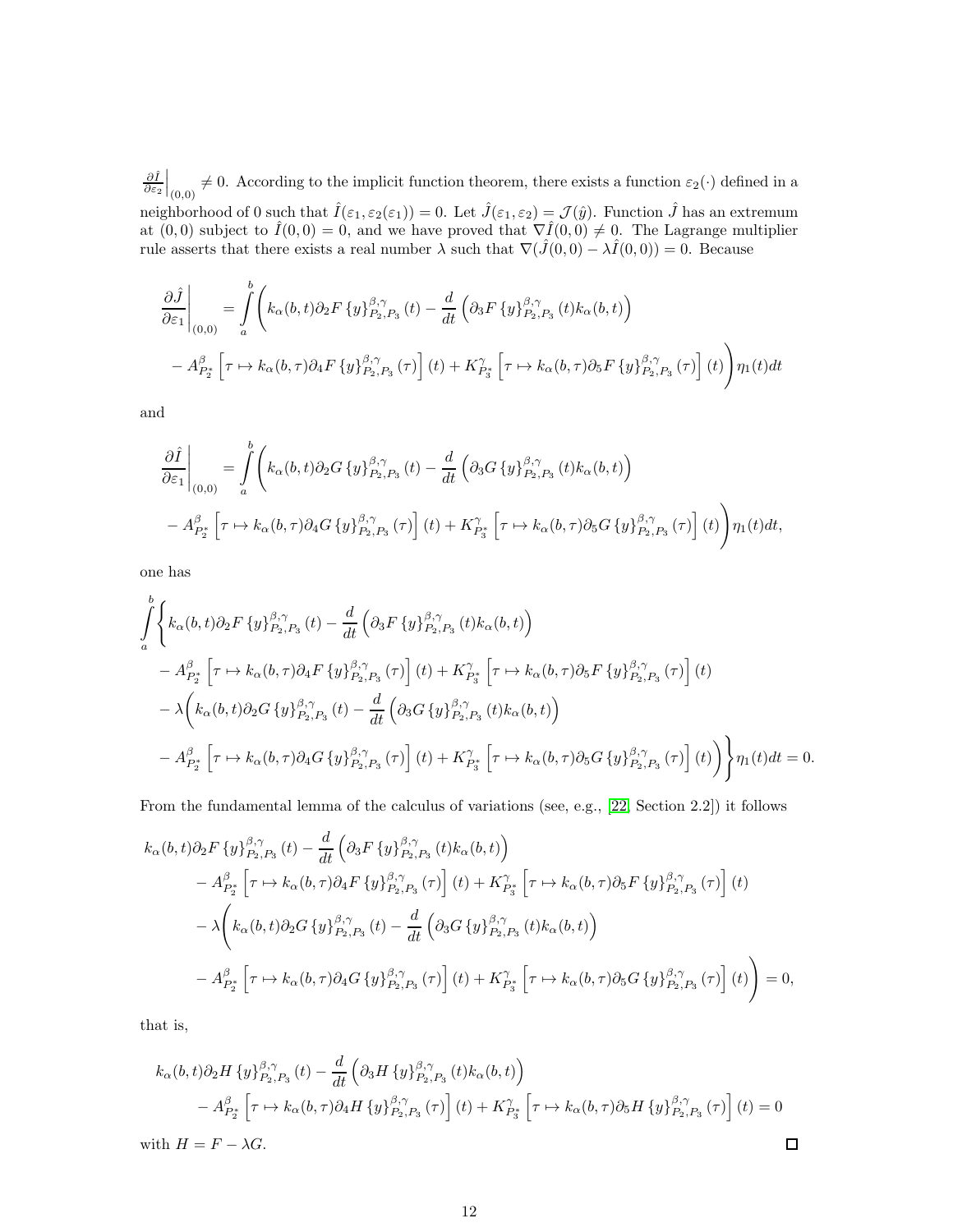$\frac{\partial \hat{I}}{\partial \varepsilon_2}\Big|_{(0,0)} \neq 0$. According to the implicit function theorem, there exists a function $\varepsilon_2(\cdot)$ defined in a neighborhood of 0 such that $\hat{I}(\varepsilon_1, \varepsilon_2(\varepsilon_1)) = 0$. Let $\hat{J}(\varepsilon_1, \varepsilon_2) = \mathcal{J}(\hat{y})$. Function $\hat{J}$ has an extremum at $(0,0)$ subject to $\hat{I}(0,0) = 0$, and we have proved that $\nabla \hat{I}(0,0) \neq 0$. The Lagrange multiplier rule asserts that there exists a real number $\lambda$ such that $\nabla(\hat{J}(0,0) - \lambda \hat{I}(0,0)) = 0$. Because

$$
\begin{aligned}
\frac{\partial \hat{J}}{\partial \varepsilon_1}\bigg|_{(0,0)} = \int_a^b \bigg( & k_\alpha(b,t)\partial_2 F \left\{y\right\}^{\beta,\gamma}_{P_2,P_3}(t) - \frac{d}{dt}\left(\partial_3 F \left\{y\right\}^{\beta,\gamma}_{P_2,P_3}(t) k_\alpha(b,t)\right) \\
& - A^\beta_{P_2^*}\left[\tau \mapsto k_\alpha(b,\tau)\partial_4 F \left\{y\right\}^{\beta,\gamma}_{P_2,P_3}(\tau)\right](t) + K^\gamma_{P_3^*}\left[\tau \mapsto k_\alpha(b,\tau)\partial_5 F \left\{y\right\}^{\beta,\gamma}_{P_2,P_3}(\tau)\right](t)\bigg)\eta_1(t)dt
\end{aligned}
$$

and

$$
\begin{aligned}
\frac{\partial \hat{I}}{\partial \varepsilon_1}\bigg|_{(0,0)} = \int_a^b \bigg( & k_\alpha(b,t)\partial_2 G \left\{y\right\}^{\beta,\gamma}_{P_2,P_3}(t) - \frac{d}{dt}\left(\partial_3 G \left\{y\right\}^{\beta,\gamma}_{P_2,P_3}(t) k_\alpha(b,t)\right) \\
& - A^\beta_{P_2^*}\left[\tau \mapsto k_\alpha(b,\tau)\partial_4 G \left\{y\right\}^{\beta,\gamma}_{P_2,P_3}(\tau)\right](t) + K^\gamma_{P_3^*}\left[\tau \mapsto k_\alpha(b,\tau)\partial_5 G \left\{y\right\}^{\beta,\gamma}_{P_2,P_3}(\tau)\right](t)\bigg)\eta_1(t)dt,
\end{aligned}
$$

one has

$$
\begin{aligned}
\int_a^b \Bigg\{ & k_\alpha(b,t)\partial_2 F \left\{y\right\}^{\beta,\gamma}_{P_2,P_3}(t) - \frac{d}{dt}\left(\partial_3 F \left\{y\right\}^{\beta,\gamma}_{P_2,P_3}(t) k_\alpha(b,t)\right) \\
& - A^\beta_{P_2^*}\left[\tau \mapsto k_\alpha(b,\tau)\partial_4 F \left\{y\right\}^{\beta,\gamma}_{P_2,P_3}(\tau)\right](t) + K^\gamma_{P_3^*}\left[\tau \mapsto k_\alpha(b,\tau)\partial_5 F \left\{y\right\}^{\beta,\gamma}_{P_2,P_3}(\tau)\right](t) \\
& - \lambda\bigg( k_\alpha(b,t)\partial_2 G \left\{y\right\}^{\beta,\gamma}_{P_2,P_3}(t) - \frac{d}{dt}\left(\partial_3 G \left\{y\right\}^{\beta,\gamma}_{P_2,P_3}(t) k_\alpha(b,t)\right) \\
& - A^\beta_{P_2^*}\left[\tau \mapsto k_\alpha(b,\tau)\partial_4 G \left\{y\right\}^{\beta,\gamma}_{P_2,P_3}(\tau)\right](t) + K^\gamma_{P_3^*}\left[\tau \mapsto k_\alpha(b,\tau)\partial_5 G \left\{y\right\}^{\beta,\gamma}_{P_2,P_3}(\tau)\right](t)\bigg)\Bigg\}\eta_1(t)dt = 0.
\end{aligned}
$$

From the fundamental lemma of the calculus of variations (see, e.g., [22, Section 2.2]) it follows

$$
\begin{aligned}
k_\alpha(b,t)\partial_2 F & \left\{y\right\}^{\beta,\gamma}_{P_2,P_3}(t) - \frac{d}{dt}\left(\partial_3 F \left\{y\right\}^{\beta,\gamma}_{P_2,P_3}(t) k_\alpha(b,t)\right) \\
& - A^\beta_{P_2^*}\left[\tau \mapsto k_\alpha(b,\tau)\partial_4 F \left\{y\right\}^{\beta,\gamma}_{P_2,P_3}(\tau)\right](t) + K^\gamma_{P_3^*}\left[\tau \mapsto k_\alpha(b,\tau)\partial_5 F \left\{y\right\}^{\beta,\gamma}_{P_2,P_3}(\tau)\right](t) \\
& - \lambda\bigg( k_\alpha(b,t)\partial_2 G \left\{y\right\}^{\beta,\gamma}_{P_2,P_3}(t) - \frac{d}{dt}\left(\partial_3 G \left\{y\right\}^{\beta,\gamma}_{P_2,P_3}(t) k_\alpha(b,t)\right) \\
& - A^\beta_{P_2^*}\left[\tau \mapsto k_\alpha(b,\tau)\partial_4 G \left\{y\right\}^{\beta,\gamma}_{P_2,P_3}(\tau)\right](t) + K^\gamma_{P_3^*}\left[\tau \mapsto k_\alpha(b,\tau)\partial_5 G \left\{y\right\}^{\beta,\gamma}_{P_2,P_3}(\tau)\right](t)\bigg) = 0,
\end{aligned}
$$

that is,

$$
\begin{aligned}
k_\alpha(b,t)\partial_2 H & \left\{y\right\}^{\beta,\gamma}_{P_2,P_3}(t) - \frac{d}{dt}\left(\partial_3 H \left\{y\right\}^{\beta,\gamma}_{P_2,P_3}(t) k_\alpha(b,t)\right) \\
& - A^\beta_{P_2^*}\left[\tau \mapsto k_\alpha(b,\tau)\partial_4 H \left\{y\right\}^{\beta,\gamma}_{P_2,P_3}(\tau)\right](t) + K^\gamma_{P_3^*}\left[\tau \mapsto k_\alpha(b,\tau)\partial_5 H \left\{y\right\}^{\beta,\gamma}_{P_2,P_3}(\tau)\right](t) = 0
\end{aligned}
$$

with $H = F - \lambda G$. □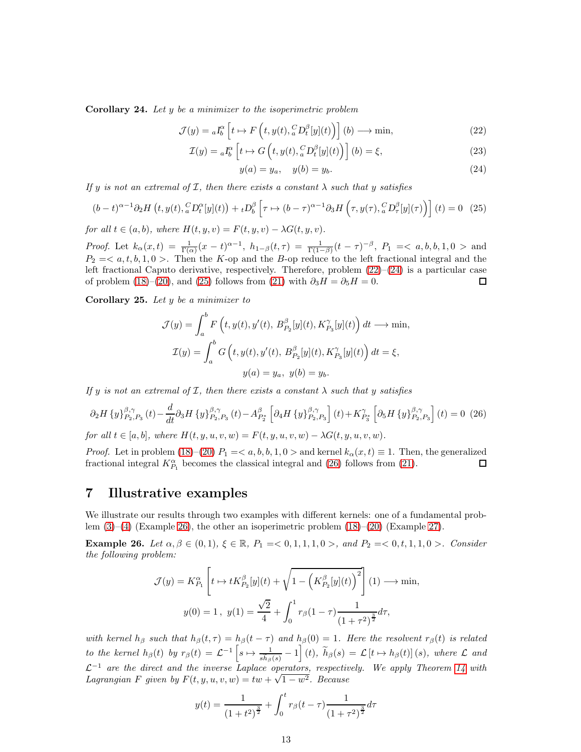**Corollary 24.** *Let $y$ be a minimizer to the isoperimetric problem*

$$\mathcal{J}(y) = {}_aI_b^\alpha \left[ t \mapsto F\left(t, y(t), {}_a^C D_t^\beta[y](t)\right)\right](b) \longrightarrow \min, \tag{22}$$

$$\mathcal{I}(y) = {}_aI_b^\alpha \left[ t \mapsto G\left(t, y(t), {}_a^C D_t^\beta[y](t)\right)\right](b) = \xi, \tag{23}$$

$$y(a) = y_a, \quad y(b) = y_b. \tag{24}$$

*If $y$ is not an extremal of $\mathcal{I}$, then there exists a constant $\lambda$ such that $y$ satisfies*

$$(b-t)^{\alpha-1}\partial_2 H\left(t, y(t), {}_a^C D_t^\alpha[y](t)\right) + {}_tD_b^\beta\left[\tau \mapsto (b-\tau)^{\alpha-1}\partial_3 H\left(\tau, y(\tau), {}_a^C D_\tau^\beta[y](\tau)\right)\right](t) = 0 \tag{25}$$

*for all $t \in (a,b)$, where $H(t,y,v) = F(t,y,v) - \lambda G(t,y,v)$.*

*Proof.* Let $k_\alpha(x,t) = \frac{1}{\Gamma(\alpha)}(x-t)^{\alpha-1}$, $h_{1-\beta}(t,\tau) = \frac{1}{\Gamma(1-\beta)}(t-\tau)^{-\beta}$, $P_1 =< a, b, b, 1, 0 >$ and $P_2 =< a, t, b, 1, 0 >$. Then the $K$-op and the $B$-op reduce to the left fractional integral and the left fractional Caputo derivative, respectively. Therefore, problem (22)–(24) is a particular case of problem (18)–(20), and (25) follows from (21) with $\partial_3 H = \partial_5 H = 0$. □

**Corollary 25.** *Let $y$ be a minimizer to*

$$\mathcal{J}(y) = \int_a^b F\left(t, y(t), y'(t), B_{P_2}^\beta[y](t), K_{P_3}^\gamma[y](t)\right) dt \longrightarrow \min,$$

$$\mathcal{I}(y) = \int_a^b G\left(t, y(t), y'(t), B_{P_2}^\beta[y](t), K_{P_3}^\gamma[y](t)\right) dt = \xi,$$

$$y(a) = y_a, \ \ y(b) = y_b.$$

*If $y$ is not an extremal of $\mathcal{I}$, then there exists a constant $\lambda$ such that $y$ satisfies*

$$\partial_2 H\left\{y\right\}_{P_2,P_3}^{\beta,\gamma}(t) - \frac{d}{dt}\partial_3 H\left\{y\right\}_{P_2,P_3}^{\beta,\gamma}(t) - A_{P_2^*}^\beta\left[\partial_4 H\left\{y\right\}_{P_2,P_3}^{\beta,\gamma}\right](t) + K_{P_3^*}^\gamma\left[\partial_5 H\left\{y\right\}_{P_2,P_3}^{\beta,\gamma}\right](t) = 0 \tag{26}$$

*for all $t \in [a,b]$, where $H(t,y,u,v,w) = F(t,y,u,v,w) - \lambda G(t,y,u,v,w)$.*

*Proof.* Let in problem (18)–(20) $P_1 =< a, b, b, 1, 0 >$ and kernel $k_\alpha(x,t) \equiv 1$. Then, the generalized fractional integral $K_{P_1}^\alpha$ becomes the classical integral and (26) follows from (21). □

## 7 Illustrative examples

We illustrate our results through two examples with different kernels: one of a fundamental problem (3)–(4) (Example 26), the other an isoperimetric problem (18)–(20) (Example 27).

**Example 26.** *Let $\alpha, \beta \in (0,1)$, $\xi \in \mathbb{R}$, $P_1 =< 0, 1, 1, 1, 0 >$, and $P_2 =< 0, t, 1, 1, 0 >$. Consider the following problem:*

$$\mathcal{J}(y) = K_{P_1}^\alpha\left[t \mapsto tK_{P_2}^\beta[y](t) + \sqrt{1 - \left(K_{P_2}^\beta[y](t)\right)^2}\right](1) \longrightarrow \min,$$

$$y(0) = 1\,, \ \ y(1) = \frac{\sqrt{2}}{4} + \int_0^1 r_\beta(1-\tau)\frac{1}{(1+\tau^2)^{\frac{3}{2}}}d\tau,$$

*with kernel $h_\beta$ such that $h_\beta(t,\tau) = h_\beta(t-\tau)$ and $h_\beta(0) = 1$. Here the resolvent $r_\beta(t)$ is related to the kernel $h_\beta(t)$ by $r_\beta(t) = \mathcal{L}^{-1}\left[s \mapsto \frac{1}{s\widetilde{h}_\beta(s)} - 1\right](t)$, $\widetilde{h}_\beta(s) = \mathcal{L}\left[t \mapsto h_\beta(t)\right](s)$, where $\mathcal{L}$ and $\mathcal{L}^{-1}$ are the direct and the inverse Laplace operators, respectively. We apply Theorem 14 with Lagrangian $F$ given by $F(t,y,u,v,w) = tw + \sqrt{1-w^2}$. Because*

$$y(t) = \frac{1}{(1+t^2)^{\frac{3}{2}}} + \int_0^t r_\beta(t-\tau)\frac{1}{(1+\tau^2)^{\frac{3}{2}}}d\tau$$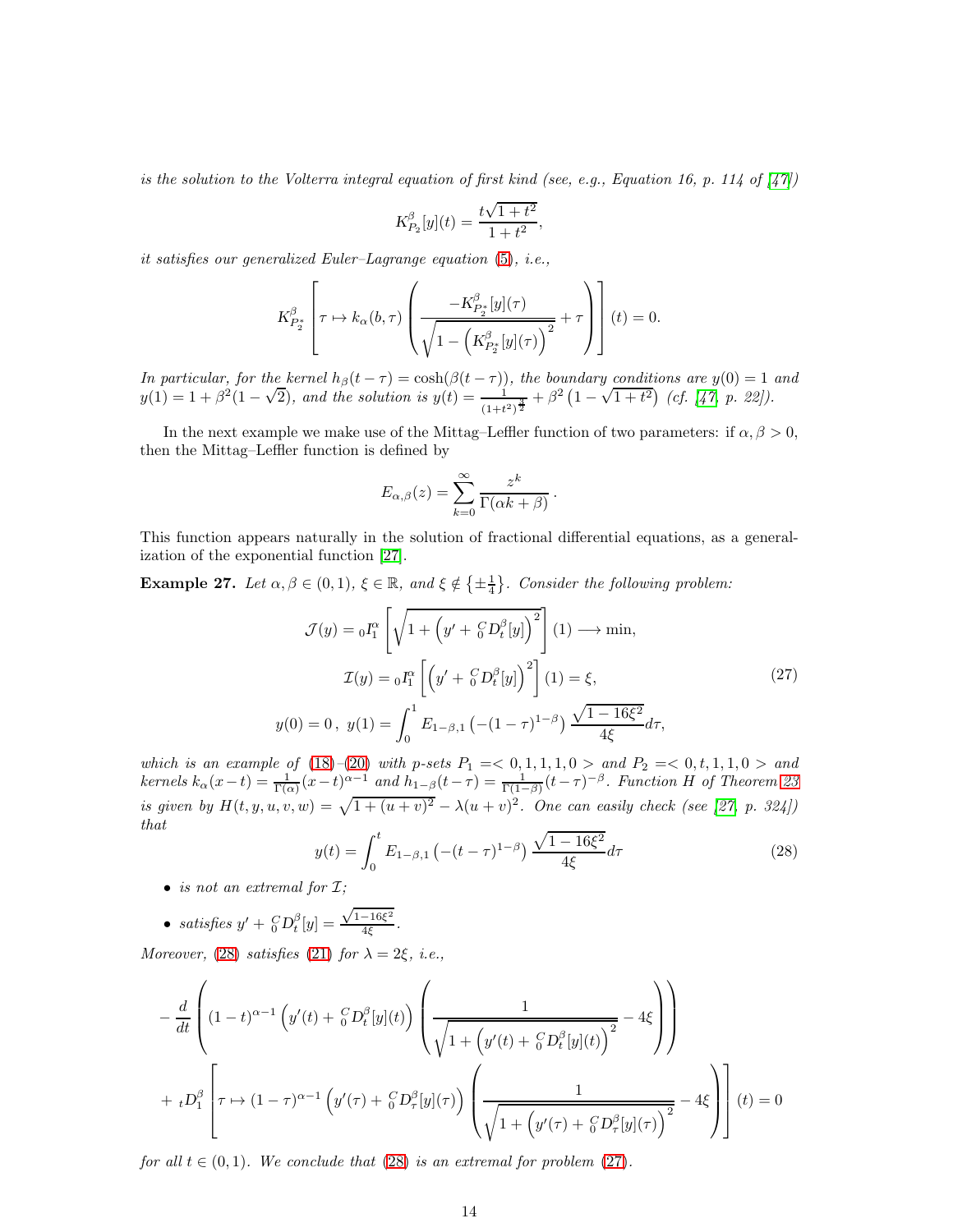*is the solution to the Volterra integral equation of first kind (see, e.g., Equation 16, p. 114 of [47])*

$$K_{P_2}^{\beta}[y](t) = \frac{t\sqrt{1+t^2}}{1+t^2},$$

*it satisfies our generalized Euler–Lagrange equation (5), i.e.,*

$$K_{P_2^*}^{\beta}\left[\tau \mapsto k_\alpha(b,\tau)\left(\frac{-K_{P_2^*}^{\beta}[y](\tau)}{\sqrt{1-\left(K_{P_2^*}^{\beta}[y](\tau)\right)^2}}+\tau\right)\right](t) = 0.$$

*In particular, for the kernel $h_\beta(t-\tau) = \cosh(\beta(t-\tau))$, the boundary conditions are $y(0) = 1$ and $y(1) = 1 + \beta^2(1-\sqrt{2})$, and the solution is $y(t) = \frac{1}{(1+t^2)^{\frac{3}{2}}} + \beta^2\left(1-\sqrt{1+t^2}\right)$ (cf. [47, p. 22]).*

In the next example we make use of the Mittag–Leffler function of two parameters: if $\alpha, \beta > 0$, then the Mittag–Leffler function is defined by

$$E_{\alpha,\beta}(z) = \sum_{k=0}^{\infty} \frac{z^k}{\Gamma(\alpha k + \beta)}.$$

This function appears naturally in the solution of fractional differential equations, as a generalization of the exponential function [27].

**Example 27.** *Let $\alpha, \beta \in (0,1)$, $\xi \in \mathbb{R}$, and $\xi \notin \left\{\pm\frac{1}{4}\right\}$. Consider the following problem:*

$$\begin{gathered}
\mathcal{J}(y) = {}_0I_1^{\alpha}\left[\sqrt{1+\left(y' + {}_0^C D_t^{\beta}[y]\right)^2}\right](1) \longrightarrow \min, \\
\mathcal{I}(y) = {}_0I_1^{\alpha}\left[\left(y' + {}_0^C D_t^{\beta}[y]\right)^2\right](1) = \xi, \\
y(0) = 0\,,\ y(1) = \int_0^1 E_{1-\beta,1}\left(-(1-\tau)^{1-\beta}\right)\frac{\sqrt{1-16\xi^2}}{4\xi}d\tau,
\end{gathered} \tag{27}$$

*which is an example of (18)–(20) with p-sets $P_1 =< 0,1,1,1,0 >$ and $P_2 =< 0,t,1,1,0 >$ and kernels $k_\alpha(x-t) = \frac{1}{\Gamma(\alpha)}(x-t)^{\alpha-1}$ and $h_{1-\beta}(t-\tau) = \frac{1}{\Gamma(1-\beta)}(t-\tau)^{-\beta}$. Function $H$ of Theorem 23 is given by $H(t,y,u,v,w) = \sqrt{1+(u+v)^2} - \lambda(u+v)^2$. One can easily check (see [27, p. 324]) that*

$$y(t) = \int_0^t E_{1-\beta,1}\left(-(t-\tau)^{1-\beta}\right)\frac{\sqrt{1-16\xi^2}}{4\xi}d\tau \tag{28}$$

- *is not an extremal for $\mathcal{I}$;*
- *satisfies $y' + {}_0^C D_t^{\beta}[y] = \frac{\sqrt{1-16\xi^2}}{4\xi}$.*

*Moreover, (28) satisfies (21) for $\lambda = 2\xi$, i.e.,*

$$\begin{aligned}
&-\frac{d}{dt}\left((1-t)^{\alpha-1}\left(y'(t) + {}_0^C D_t^{\beta}[y](t)\right)\left(\frac{1}{\sqrt{1+\left(y'(t)+{}_0^C D_t^{\beta}[y](t)\right)^2}} - 4\xi\right)\right) \\
&+ {}_tD_1^{\beta}\left[\tau \mapsto (1-\tau)^{\alpha-1}\left(y'(\tau) + {}_0^C D_\tau^{\beta}[y](\tau)\right)\left(\frac{1}{\sqrt{1+\left(y'(\tau)+{}_0^C D_\tau^{\beta}[y](\tau)\right)^2}} - 4\xi\right)\right](t) = 0
\end{aligned}$$

*for all $t \in (0,1)$. We conclude that (28) is an extremal for problem (27).*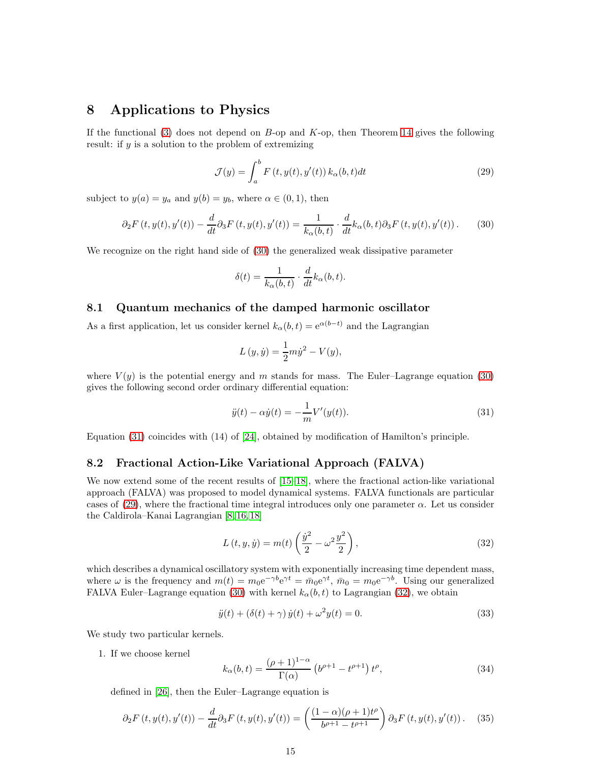## 8 Applications to Physics

If the functional (3) does not depend on $B$-op and $K$-op, then Theorem 14 gives the following result: if $y$ is a solution to the problem of extremizing

$$\mathcal{J}(y) = \int_a^b F\left(t, y(t), y'(t)\right) k_\alpha(b,t) dt \tag{29}$$

subject to $y(a) = y_a$ and $y(b) = y_b$, where $\alpha \in (0,1)$, then

$$\partial_2 F\left(t, y(t), y'(t)\right) - \frac{d}{dt}\partial_3 F\left(t, y(t), y'(t)\right) = \frac{1}{k_\alpha(b,t)} \cdot \frac{d}{dt} k_\alpha(b,t) \partial_3 F\left(t, y(t), y'(t)\right). \tag{30}$$

We recognize on the right hand side of (30) the generalized weak dissipative parameter

$$\delta(t) = \frac{1}{k_\alpha(b,t)} \cdot \frac{d}{dt} k_\alpha(b,t).$$

### 8.1 Quantum mechanics of the damped harmonic oscillator

As a first application, let us consider kernel $k_\alpha(b,t) = \mathrm{e}^{\alpha(b-t)}$ and the Lagrangian

$$L\left(y, \dot{y}\right) = \frac{1}{2} m \dot{y}^2 - V(y),$$

where $V(y)$ is the potential energy and $m$ stands for mass. The Euler–Lagrange equation (30) gives the following second order ordinary differential equation:

$$\ddot{y}(t) - \alpha \dot{y}(t) = -\frac{1}{m} V'(y(t)). \tag{31}$$

Equation (31) coincides with (14) of [24], obtained by modification of Hamilton's principle.

### 8.2 Fractional Action-Like Variational Approach (FALVA)

We now extend some of the recent results of [15–18], where the fractional action-like variational approach (FALVA) was proposed to model dynamical systems. FALVA functionals are particular cases of (29), where the fractional time integral introduces only one parameter $\alpha$. Let us consider the Caldirola–Kanai Lagrangian [8, 16, 18]

$$L\left(t, y, \dot{y}\right) = m(t)\left(\frac{\dot{y}^2}{2} - \omega^2 \frac{y^2}{2}\right), \tag{32}$$

which describes a dynamical oscillatory system with exponentially increasing time dependent mass, where $\omega$ is the frequency and $m(t) = m_0 \mathrm{e}^{-\gamma b} \mathrm{e}^{\gamma t} = \bar{m}_0 \mathrm{e}^{\gamma t}$, $\bar{m}_0 = m_0 \mathrm{e}^{-\gamma b}$. Using our generalized FALVA Euler–Lagrange equation (30) with kernel $k_\alpha(b,t)$ to Lagrangian (32), we obtain

$$\ddot{y}(t) + \left(\delta(t) + \gamma\right)\dot{y}(t) + \omega^2 y(t) = 0. \tag{33}$$

We study two particular kernels.

1. If we choose kernel

$$k_\alpha(b,t) = \frac{(\rho+1)^{1-\alpha}}{\Gamma(\alpha)}\left(b^{\rho+1} - t^{\rho+1}\right) t^\rho, \tag{34}$$

defined in [26], then the Euler–Lagrange equation is

$$\partial_2 F\left(t, y(t), y'(t)\right) - \frac{d}{dt}\partial_3 F\left(t, y(t), y'(t)\right) = \left(\frac{(1-\alpha)(\rho+1)t^\rho}{b^{\rho+1} - t^{\rho+1}}\right)\partial_3 F\left(t, y(t), y'(t)\right). \tag{35}$$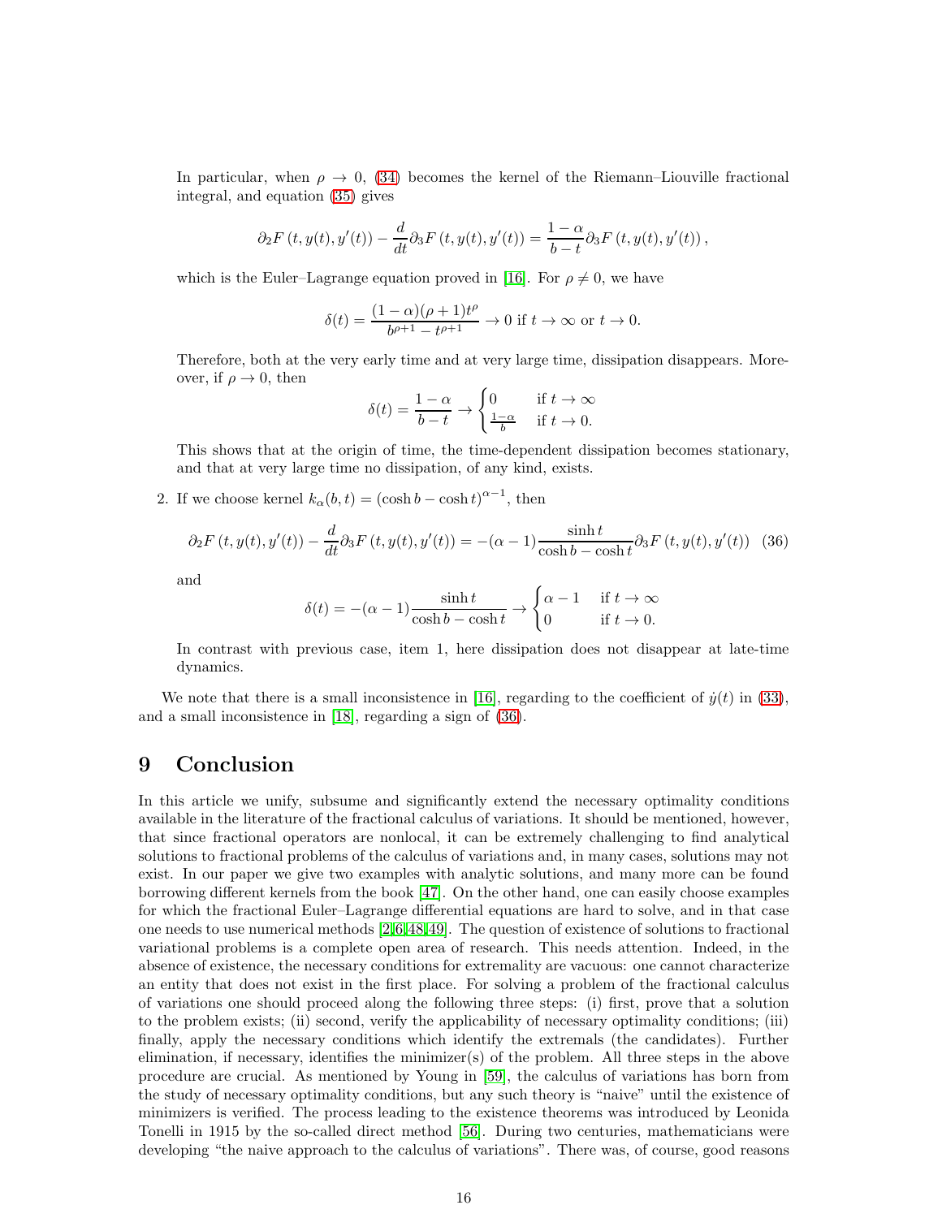In particular, when $\rho \to 0$, (34) becomes the kernel of the Riemann–Liouville fractional integral, and equation (35) gives

$$\partial_2 F\left(t, y(t), y'(t)\right) - \frac{d}{dt}\partial_3 F\left(t, y(t), y'(t)\right) = \frac{1-\alpha}{b-t}\partial_3 F\left(t, y(t), y'(t)\right),$$

which is the Euler–Lagrange equation proved in [16]. For $\rho \neq 0$, we have

$$\delta(t) = \frac{(1-\alpha)(\rho+1)t^{\rho}}{b^{\rho+1} - t^{\rho+1}} \to 0 \text{ if } t \to \infty \text{ or } t \to 0.$$

Therefore, both at the very early time and at very large time, dissipation disappears. Moreover, if $\rho \to 0$, then

$$\delta(t) = \frac{1-\alpha}{b-t} \to \begin{cases} 0 & \text{if } t \to \infty \\ \frac{1-\alpha}{b} & \text{if } t \to 0. \end{cases}$$

This shows that at the origin of time, the time-dependent dissipation becomes stationary, and that at very large time no dissipation, of any kind, exists.

2. If we choose kernel $k_\alpha(b,t) = (\cosh b - \cosh t)^{\alpha-1}$, then

$$\partial_2 F\left(t, y(t), y'(t)\right) - \frac{d}{dt}\partial_3 F\left(t, y(t), y'(t)\right) = -(\alpha-1)\frac{\sinh t}{\cosh b - \cosh t}\partial_3 F\left(t, y(t), y'(t)\right) \quad (36)$$

and

$$\delta(t) = -(\alpha-1)\frac{\sinh t}{\cosh b - \cosh t} \to \begin{cases} \alpha-1 & \text{if } t \to \infty \\ 0 & \text{if } t \to 0. \end{cases}$$

In contrast with previous case, item 1, here dissipation does not disappear at late-time dynamics.

We note that there is a small inconsistence in [16], regarding to the coefficient of $\dot{y}(t)$ in (33), and a small inconsistence in [18], regarding a sign of (36).

# 9 Conclusion

In this article we unify, subsume and significantly extend the necessary optimality conditions available in the literature of the fractional calculus of variations. It should be mentioned, however, that since fractional operators are nonlocal, it can be extremely challenging to find analytical solutions to fractional problems of the calculus of variations and, in many cases, solutions may not exist. In our paper we give two examples with analytic solutions, and many more can be found borrowing different kernels from the book [47]. On the other hand, one can easily choose examples for which the fractional Euler–Lagrange differential equations are hard to solve, and in that case one needs to use numerical methods [2,6,48,49]. The question of existence of solutions to fractional variational problems is a complete open area of research. This needs attention. Indeed, in the absence of existence, the necessary conditions for extremality are vacuous: one cannot characterize an entity that does not exist in the first place. For solving a problem of the fractional calculus of variations one should proceed along the following three steps: (i) first, prove that a solution to the problem exists; (ii) second, verify the applicability of necessary optimality conditions; (iii) finally, apply the necessary conditions which identify the extremals (the candidates). Further elimination, if necessary, identifies the minimizer(s) of the problem. All three steps in the above procedure are crucial. As mentioned by Young in [59], the calculus of variations has born from the study of necessary optimality conditions, but any such theory is "naive" until the existence of minimizers is verified. The process leading to the existence theorems was introduced by Leonida Tonelli in 1915 by the so-called direct method [56]. During two centuries, mathematicians were developing "the naive approach to the calculus of variations". There was, of course, good reasons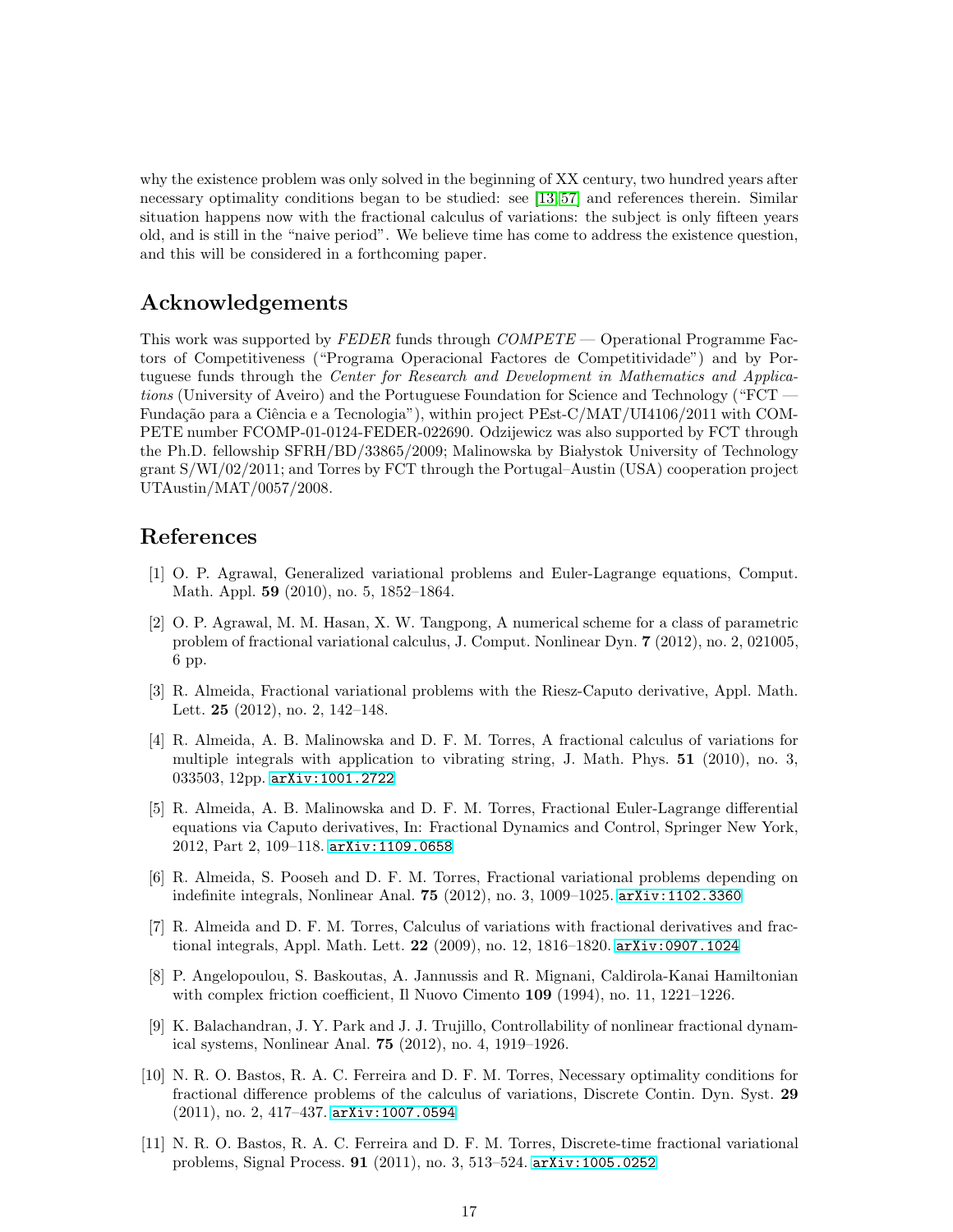why the existence problem was only solved in the beginning of XX century, two hundred years after necessary optimality conditions began to be studied: see [13, 57] and references therein. Similar situation happens now with the fractional calculus of variations: the subject is only fifteen years old, and is still in the "naive period". We believe time has come to address the existence question, and this will be considered in a forthcoming paper.

## Acknowledgements

This work was supported by *FEDER* funds through *COMPETE* — Operational Programme Factors of Competitiveness ("Programa Operacional Factores de Competitividade") and by Portuguese funds through the *Center for Research and Development in Mathematics and Applications* (University of Aveiro) and the Portuguese Foundation for Science and Technology ("FCT — Fundação para a Ciência e a Tecnologia"), within project PEst-C/MAT/UI4106/2011 with COMPETE number FCOMP-01-0124-FEDER-022690. Odzijewicz was also supported by FCT through the Ph.D. fellowship SFRH/BD/33865/2009; Malinowska by Białystok University of Technology grant S/WI/02/2011; and Torres by FCT through the Portugal–Austin (USA) cooperation project UTAustin/MAT/0057/2008.

## References

[1] O. P. Agrawal, Generalized variational problems and Euler-Lagrange equations, Comput. Math. Appl. **59** (2010), no. 5, 1852–1864.

[2] O. P. Agrawal, M. M. Hasan, X. W. Tangpong, A numerical scheme for a class of parametric problem of fractional variational calculus, J. Comput. Nonlinear Dyn. **7** (2012), no. 2, 021005, 6 pp.

[3] R. Almeida, Fractional variational problems with the Riesz-Caputo derivative, Appl. Math. Lett. **25** (2012), no. 2, 142–148.

[4] R. Almeida, A. B. Malinowska and D. F. M. Torres, A fractional calculus of variations for multiple integrals with application to vibrating string, J. Math. Phys. **51** (2010), no. 3, 033503, 12pp. arXiv:1001.2722

[5] R. Almeida, A. B. Malinowska and D. F. M. Torres, Fractional Euler-Lagrange differential equations via Caputo derivatives, In: Fractional Dynamics and Control, Springer New York, 2012, Part 2, 109–118. arXiv:1109.0658

[6] R. Almeida, S. Pooseh and D. F. M. Torres, Fractional variational problems depending on indefinite integrals, Nonlinear Anal. **75** (2012), no. 3, 1009–1025. arXiv:1102.3360

[7] R. Almeida and D. F. M. Torres, Calculus of variations with fractional derivatives and fractional integrals, Appl. Math. Lett. **22** (2009), no. 12, 1816–1820. arXiv:0907.1024

[8] P. Angelopoulou, S. Baskoutas, A. Jannussis and R. Mignani, Caldirola-Kanai Hamiltonian with complex friction coefficient, Il Nuovo Cimento **109** (1994), no. 11, 1221–1226.

[9] K. Balachandran, J. Y. Park and J. J. Trujillo, Controllability of nonlinear fractional dynamical systems, Nonlinear Anal. **75** (2012), no. 4, 1919–1926.

[10] N. R. O. Bastos, R. A. C. Ferreira and D. F. M. Torres, Necessary optimality conditions for fractional difference problems of the calculus of variations, Discrete Contin. Dyn. Syst. **29** (2011), no. 2, 417–437. arXiv:1007.0594

[11] N. R. O. Bastos, R. A. C. Ferreira and D. F. M. Torres, Discrete-time fractional variational problems, Signal Process. **91** (2011), no. 3, 513–524. arXiv:1005.0252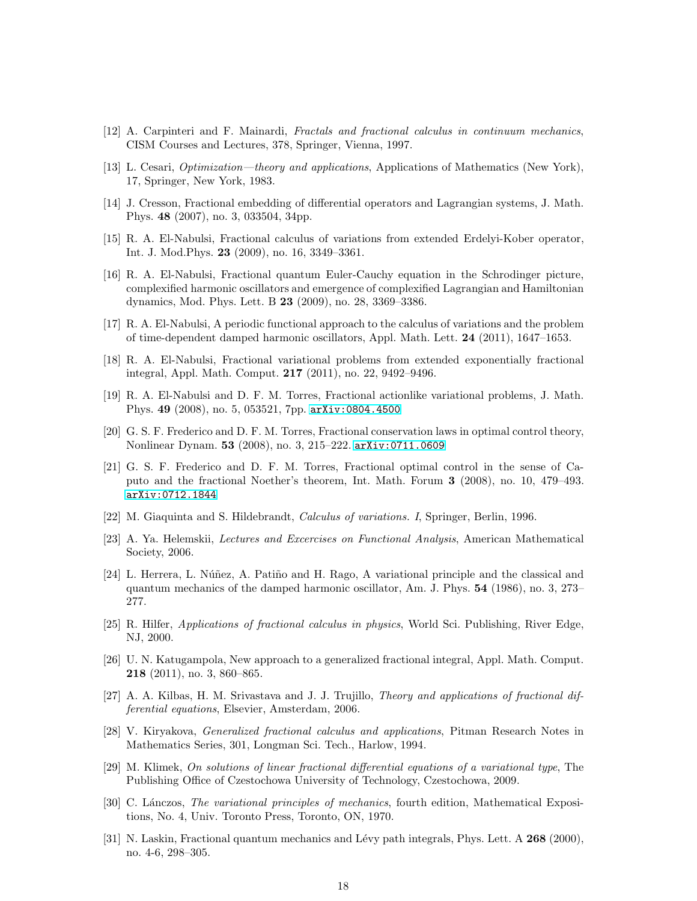[12] A. Carpinteri and F. Mainardi, *Fractals and fractional calculus in continuum mechanics*, CISM Courses and Lectures, 378, Springer, Vienna, 1997.

[13] L. Cesari, *Optimization—theory and applications*, Applications of Mathematics (New York), 17, Springer, New York, 1983.

[14] J. Cresson, Fractional embedding of differential operators and Lagrangian systems, J. Math. Phys. **48** (2007), no. 3, 033504, 34pp.

[15] R. A. El-Nabulsi, Fractional calculus of variations from extended Erdelyi-Kober operator, Int. J. Mod.Phys. **23** (2009), no. 16, 3349–3361.

[16] R. A. El-Nabulsi, Fractional quantum Euler-Cauchy equation in the Schrodinger picture, complexified harmonic oscillators and emergence of complexified Lagrangian and Hamiltonian dynamics, Mod. Phys. Lett. B **23** (2009), no. 28, 3369–3386.

[17] R. A. El-Nabulsi, A periodic functional approach to the calculus of variations and the problem of time-dependent damped harmonic oscillators, Appl. Math. Lett. **24** (2011), 1647–1653.

[18] R. A. El-Nabulsi, Fractional variational problems from extended exponentially fractional integral, Appl. Math. Comput. **217** (2011), no. 22, 9492–9496.

[19] R. A. El-Nabulsi and D. F. M. Torres, Fractional actionlike variational problems, J. Math. Phys. **49** (2008), no. 5, 053521, 7pp. arXiv:0804.4500

[20] G. S. F. Frederico and D. F. M. Torres, Fractional conservation laws in optimal control theory, Nonlinear Dynam. **53** (2008), no. 3, 215–222. arXiv:0711.0609

[21] G. S. F. Frederico and D. F. M. Torres, Fractional optimal control in the sense of Caputo and the fractional Noether's theorem, Int. Math. Forum **3** (2008), no. 10, 479–493. arXiv:0712.1844

[22] M. Giaquinta and S. Hildebrandt, *Calculus of variations. I*, Springer, Berlin, 1996.

[23] A. Ya. Helemskii, *Lectures and Excercises on Functional Analysis*, American Mathematical Society, 2006.

[24] L. Herrera, L. Núñez, A. Patiño and H. Rago, A variational principle and the classical and quantum mechanics of the damped harmonic oscillator, Am. J. Phys. **54** (1986), no. 3, 273–277.

[25] R. Hilfer, *Applications of fractional calculus in physics*, World Sci. Publishing, River Edge, NJ, 2000.

[26] U. N. Katugampola, New approach to a generalized fractional integral, Appl. Math. Comput. **218** (2011), no. 3, 860–865.

[27] A. A. Kilbas, H. M. Srivastava and J. J. Trujillo, *Theory and applications of fractional differential equations*, Elsevier, Amsterdam, 2006.

[28] V. Kiryakova, *Generalized fractional calculus and applications*, Pitman Research Notes in Mathematics Series, 301, Longman Sci. Tech., Harlow, 1994.

[29] M. Klimek, *On solutions of linear fractional differential equations of a variational type*, The Publishing Office of Czestochowa University of Technology, Czestochowa, 2009.

[30] C. Lánczos, *The variational principles of mechanics*, fourth edition, Mathematical Expositions, No. 4, Univ. Toronto Press, Toronto, ON, 1970.

[31] N. Laskin, Fractional quantum mechanics and Lévy path integrals, Phys. Lett. A **268** (2000), no. 4-6, 298–305.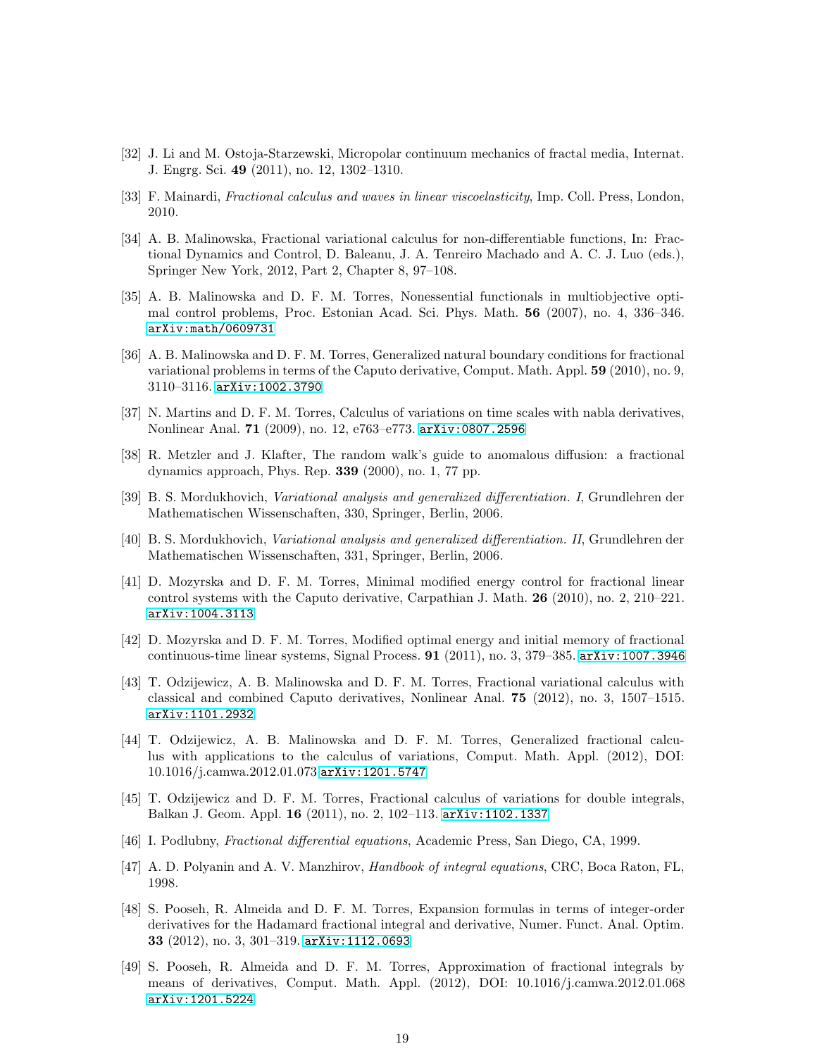[32] J. Li and M. Ostoja-Starzewski, Micropolar continuum mechanics of fractal media, Internat. J. Engrg. Sci. **49** (2011), no. 12, 1302–1310.

[33] F. Mainardi, *Fractional calculus and waves in linear viscoelasticity*, Imp. Coll. Press, London, 2010.

[34] A. B. Malinowska, Fractional variational calculus for non-differentiable functions, In: Fractional Dynamics and Control, D. Baleanu, J. A. Tenreiro Machado and A. C. J. Luo (eds.), Springer New York, 2012, Part 2, Chapter 8, 97–108.

[35] A. B. Malinowska and D. F. M. Torres, Nonessential functionals in multiobjective optimal control problems, Proc. Estonian Acad. Sci. Phys. Math. **56** (2007), no. 4, 336–346. `arXiv:math/0609731`

[36] A. B. Malinowska and D. F. M. Torres, Generalized natural boundary conditions for fractional variational problems in terms of the Caputo derivative, Comput. Math. Appl. **59** (2010), no. 9, 3110–3116. `arXiv:1002.3790`

[37] N. Martins and D. F. M. Torres, Calculus of variations on time scales with nabla derivatives, Nonlinear Anal. **71** (2009), no. 12, e763–e773. `arXiv:0807.2596`

[38] R. Metzler and J. Klafter, The random walk's guide to anomalous diffusion: a fractional dynamics approach, Phys. Rep. **339** (2000), no. 1, 77 pp.

[39] B. S. Mordukhovich, *Variational analysis and generalized differentiation. I*, Grundlehren der Mathematischen Wissenschaften, 330, Springer, Berlin, 2006.

[40] B. S. Mordukhovich, *Variational analysis and generalized differentiation. II*, Grundlehren der Mathematischen Wissenschaften, 331, Springer, Berlin, 2006.

[41] D. Mozyrska and D. F. M. Torres, Minimal modified energy control for fractional linear control systems with the Caputo derivative, Carpathian J. Math. **26** (2010), no. 2, 210–221. `arXiv:1004.3113`

[42] D. Mozyrska and D. F. M. Torres, Modified optimal energy and initial memory of fractional continuous-time linear systems, Signal Process. **91** (2011), no. 3, 379–385. `arXiv:1007.3946`

[43] T. Odzijewicz, A. B. Malinowska and D. F. M. Torres, Fractional variational calculus with classical and combined Caputo derivatives, Nonlinear Anal. **75** (2012), no. 3, 1507–1515. `arXiv:1101.2932`

[44] T. Odzijewicz, A. B. Malinowska and D. F. M. Torres, Generalized fractional calculus with applications to the calculus of variations, Comput. Math. Appl. (2012), DOI: 10.1016/j.camwa.2012.01.073 `arXiv:1201.5747`

[45] T. Odzijewicz and D. F. M. Torres, Fractional calculus of variations for double integrals, Balkan J. Geom. Appl. **16** (2011), no. 2, 102–113. `arXiv:1102.1337`

[46] I. Podlubny, *Fractional differential equations*, Academic Press, San Diego, CA, 1999.

[47] A. D. Polyanin and A. V. Manzhirov, *Handbook of integral equations*, CRC, Boca Raton, FL, 1998.

[48] S. Pooseh, R. Almeida and D. F. M. Torres, Expansion formulas in terms of integer-order derivatives for the Hadamard fractional integral and derivative, Numer. Funct. Anal. Optim. **33** (2012), no. 3, 301–319. `arXiv:1112.0693`

[49] S. Pooseh, R. Almeida and D. F. M. Torres, Approximation of fractional integrals by means of derivatives, Comput. Math. Appl. (2012), DOI: 10.1016/j.camwa.2012.01.068 `arXiv:1201.5224`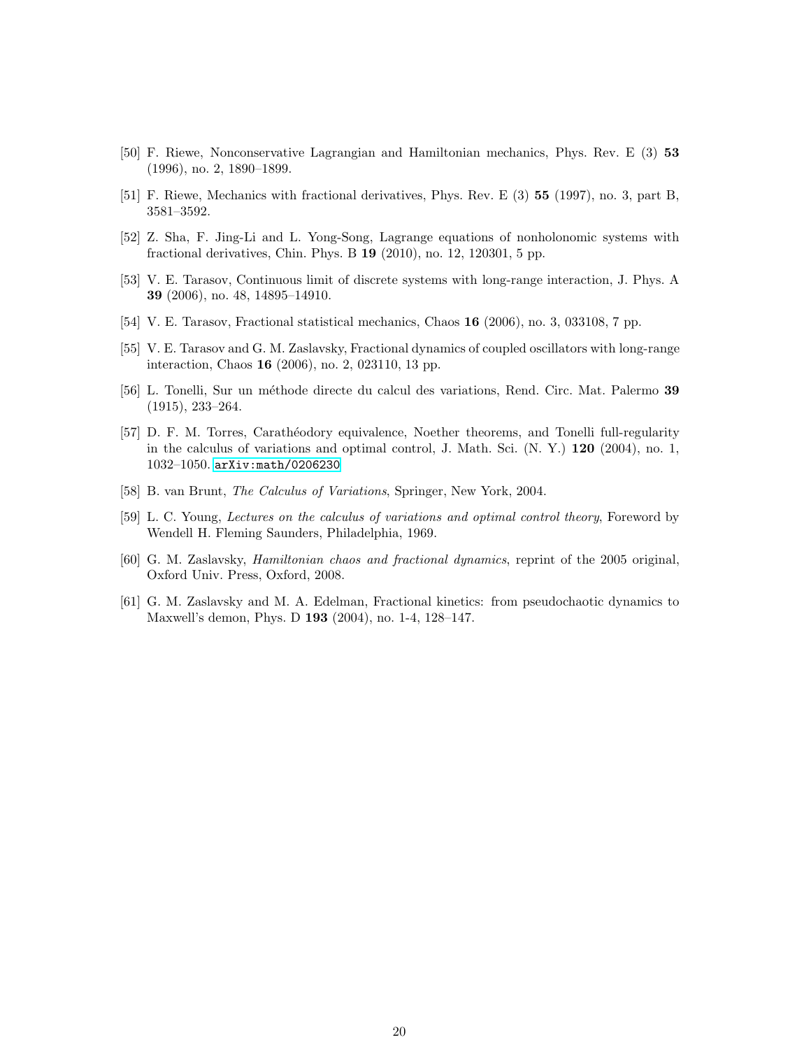[50] F. Riewe, Nonconservative Lagrangian and Hamiltonian mechanics, Phys. Rev. E (3) **53** (1996), no. 2, 1890–1899.

[51] F. Riewe, Mechanics with fractional derivatives, Phys. Rev. E (3) **55** (1997), no. 3, part B, 3581–3592.

[52] Z. Sha, F. Jing-Li and L. Yong-Song, Lagrange equations of nonholonomic systems with fractional derivatives, Chin. Phys. B **19** (2010), no. 12, 120301, 5 pp.

[53] V. E. Tarasov, Continuous limit of discrete systems with long-range interaction, J. Phys. A **39** (2006), no. 48, 14895–14910.

[54] V. E. Tarasov, Fractional statistical mechanics, Chaos **16** (2006), no. 3, 033108, 7 pp.

[55] V. E. Tarasov and G. M. Zaslavsky, Fractional dynamics of coupled oscillators with long-range interaction, Chaos **16** (2006), no. 2, 023110, 13 pp.

[56] L. Tonelli, Sur un méthode directe du calcul des variations, Rend. Circ. Mat. Palermo **39** (1915), 233–264.

[57] D. F. M. Torres, Carathéodory equivalence, Noether theorems, and Tonelli full-regularity in the calculus of variations and optimal control, J. Math. Sci. (N. Y.) **120** (2004), no. 1, 1032–1050. arXiv:math/0206230

[58] B. van Brunt, *The Calculus of Variations*, Springer, New York, 2004.

[59] L. C. Young, *Lectures on the calculus of variations and optimal control theory*, Foreword by Wendell H. Fleming Saunders, Philadelphia, 1969.

[60] G. M. Zaslavsky, *Hamiltonian chaos and fractional dynamics*, reprint of the 2005 original, Oxford Univ. Press, Oxford, 2008.

[61] G. M. Zaslavsky and M. A. Edelman, Fractional kinetics: from pseudochaotic dynamics to Maxwell's demon, Phys. D **193** (2004), no. 1-4, 128–147.